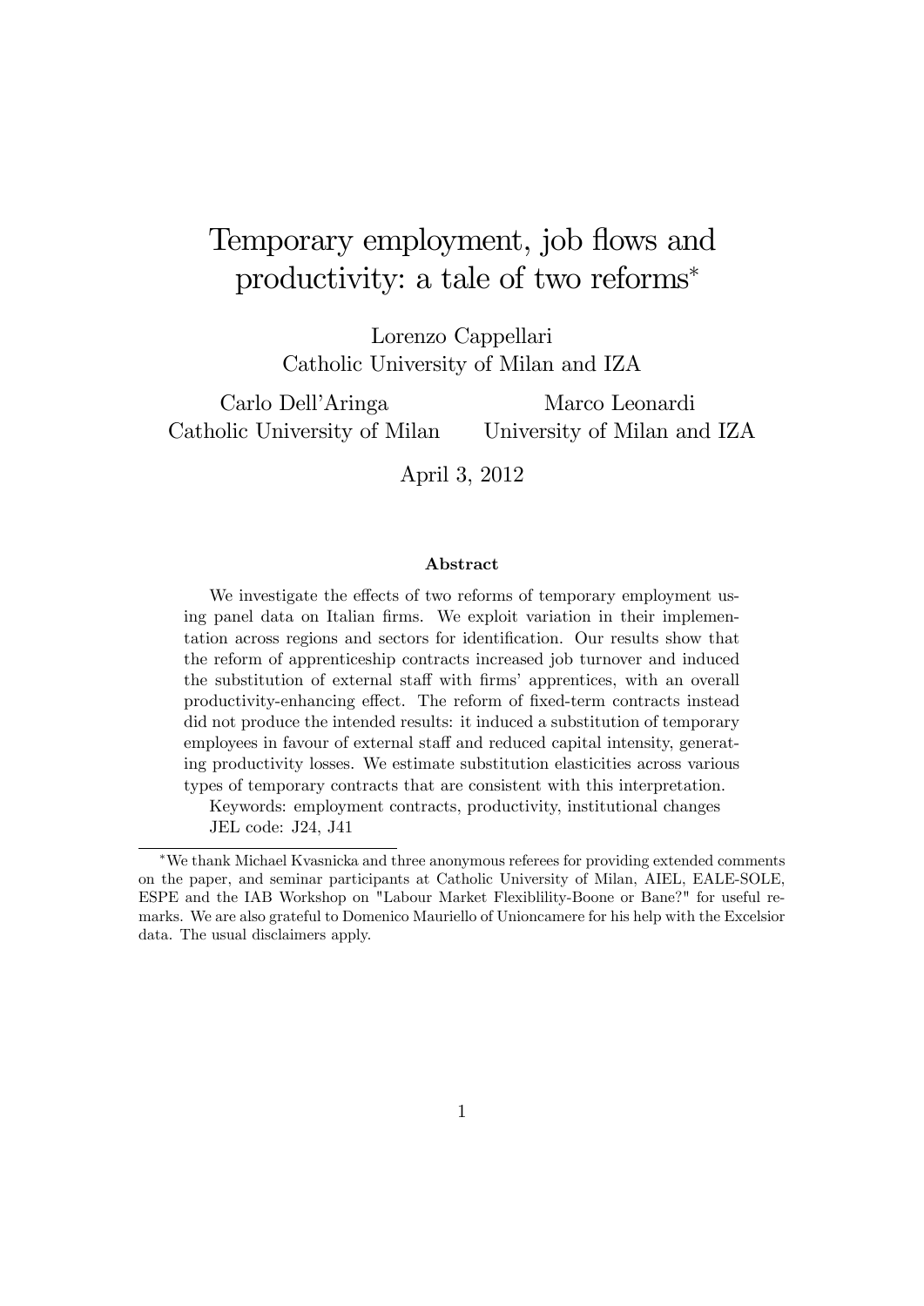# Temporary employment, job flows and productivity: a tale of two reforms[*]

Lorenzo Cappellari
Catholic University of Milan and IZA

Carlo Dell'Aringa
Catholic University of Milan

Marco Leonardi
University of Milan and IZA

April 3, 2012

### Abstract

We investigate the effects of two reforms of temporary employment using panel data on Italian firms. We exploit variation in their implementation across regions and sectors for identification. Our results show that the reform of apprenticeship contracts increased job turnover and induced the substitution of external staff with firms' apprentices, with an overall productivity-enhancing effect. The reform of fixed-term contracts instead did not produce the intended results: it induced a substitution of temporary employees in favour of external staff and reduced capital intensity, generating productivity losses. We estimate substitution elasticities across various types of temporary contracts that are consistent with this interpretation.

Keywords: employment contracts, productivity, institutional changes

JEL code: J24, J41

---

[*] We thank Michael Kvasnicka and three anonymous referees for providing extended comments on the paper, and seminar participants at Catholic University of Milan, AIEL, EALE-SOLE, ESPE and the IAB Workshop on "Labour Market Flexiblility-Boone or Bane?" for useful remarks. We are also grateful to Domenico Mauriello of Unioncamere for his help with the Excelsior data. The usual disclaimers apply.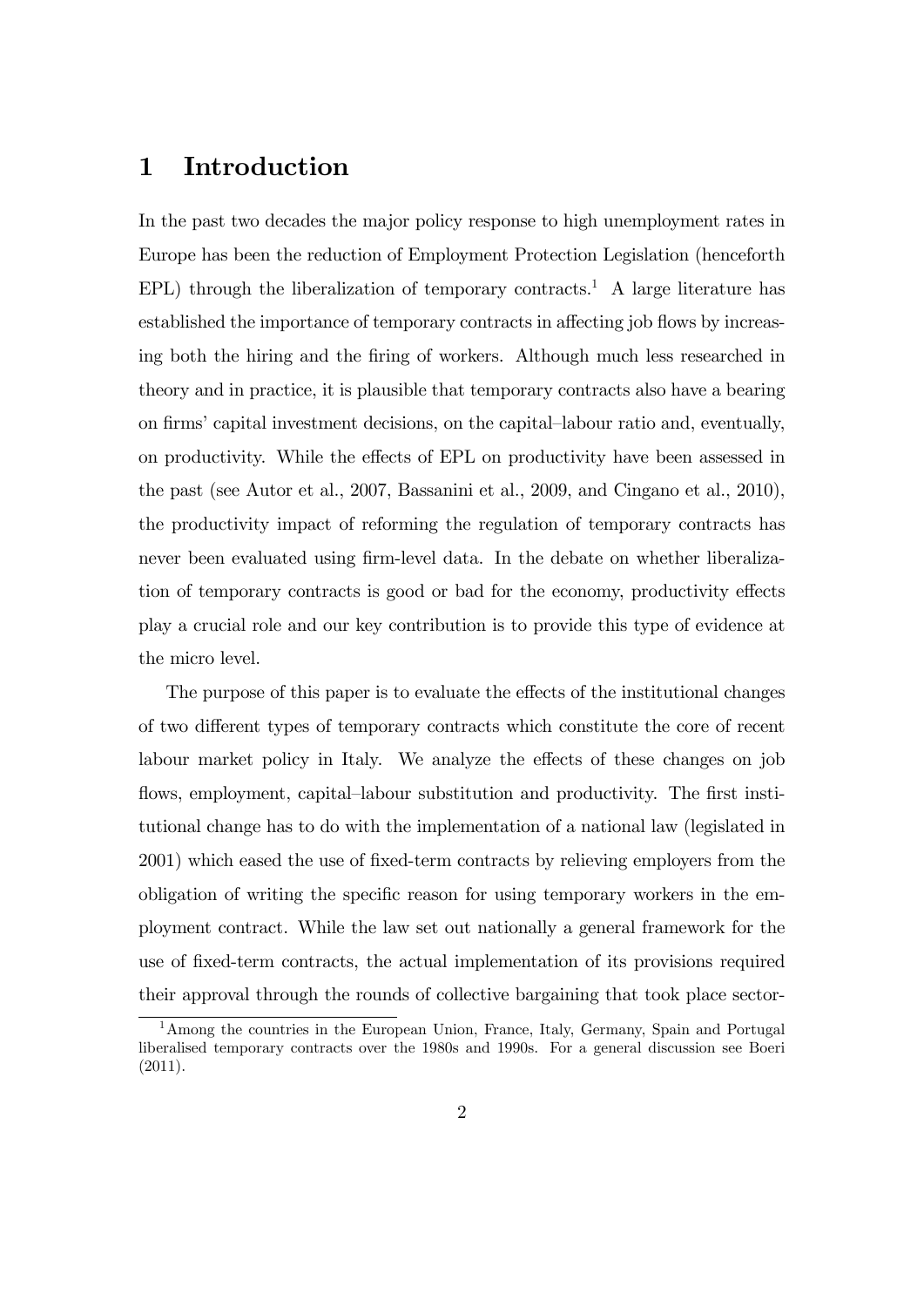# 1 Introduction

In the past two decades the major policy response to high unemployment rates in Europe has been the reduction of Employment Protection Legislation (henceforth EPL) through the liberalization of temporary contracts.[1] A large literature has established the importance of temporary contracts in affecting job flows by increasing both the hiring and the firing of workers. Although much less researched in theory and in practice, it is plausible that temporary contracts also have a bearing on firms' capital investment decisions, on the capital–labour ratio and, eventually, on productivity. While the effects of EPL on productivity have been assessed in the past (see Autor et al., 2007, Bassanini et al., 2009, and Cingano et al., 2010), the productivity impact of reforming the regulation of temporary contracts has never been evaluated using firm-level data. In the debate on whether liberalization of temporary contracts is good or bad for the economy, productivity effects play a crucial role and our key contribution is to provide this type of evidence at the micro level.

The purpose of this paper is to evaluate the effects of the institutional changes of two different types of temporary contracts which constitute the core of recent labour market policy in Italy. We analyze the effects of these changes on job flows, employment, capital–labour substitution and productivity. The first institutional change has to do with the implementation of a national law (legislated in 2001) which eased the use of fixed-term contracts by relieving employers from the obligation of writing the specific reason for using temporary workers in the employment contract. While the law set out nationally a general framework for the use of fixed-term contracts, the actual implementation of its provisions required their approval through the rounds of collective bargaining that took place sector-

[1] Among the countries in the European Union, France, Italy, Germany, Spain and Portugal liberalised temporary contracts over the 1980s and 1990s. For a general discussion see Boeri (2011).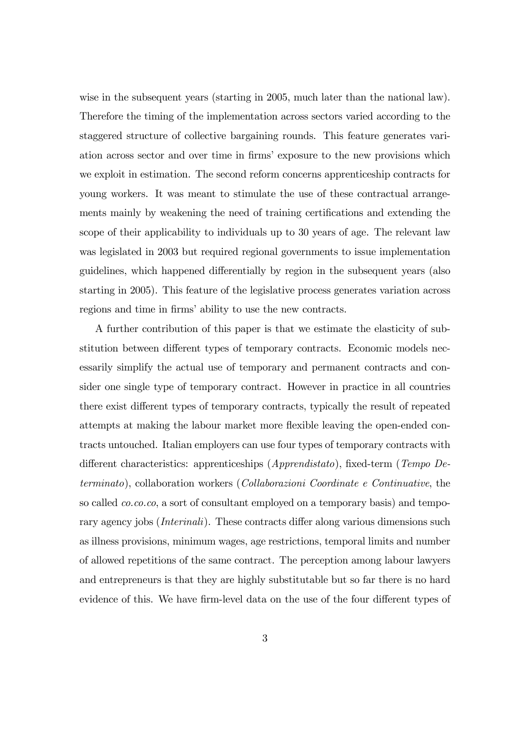wise in the subsequent years (starting in 2005, much later than the national law). Therefore the timing of the implementation across sectors varied according to the staggered structure of collective bargaining rounds. This feature generates variation across sector and over time in firms' exposure to the new provisions which we exploit in estimation. The second reform concerns apprenticeship contracts for young workers. It was meant to stimulate the use of these contractual arrangements mainly by weakening the need of training certifications and extending the scope of their applicability to individuals up to 30 years of age. The relevant law was legislated in 2003 but required regional governments to issue implementation guidelines, which happened differentially by region in the subsequent years (also starting in 2005). This feature of the legislative process generates variation across regions and time in firms' ability to use the new contracts.

A further contribution of this paper is that we estimate the elasticity of substitution between different types of temporary contracts. Economic models necessarily simplify the actual use of temporary and permanent contracts and consider one single type of temporary contract. However in practice in all countries there exist different types of temporary contracts, typically the result of repeated attempts at making the labour market more flexible leaving the open-ended contracts untouched. Italian employers can use four types of temporary contracts with different characteristics: apprenticeships (*Apprendistato*), fixed-term (*Tempo Determinato*), collaboration workers (*Collaborazioni Coordinate e Continuative*, the so called *co.co.co*, a sort of consultant employed on a temporary basis) and temporary agency jobs (*Interinali*). These contracts differ along various dimensions such as illness provisions, minimum wages, age restrictions, temporal limits and number of allowed repetitions of the same contract. The perception among labour lawyers and entrepreneurs is that they are highly substitutable but so far there is no hard evidence of this. We have firm-level data on the use of the four different types of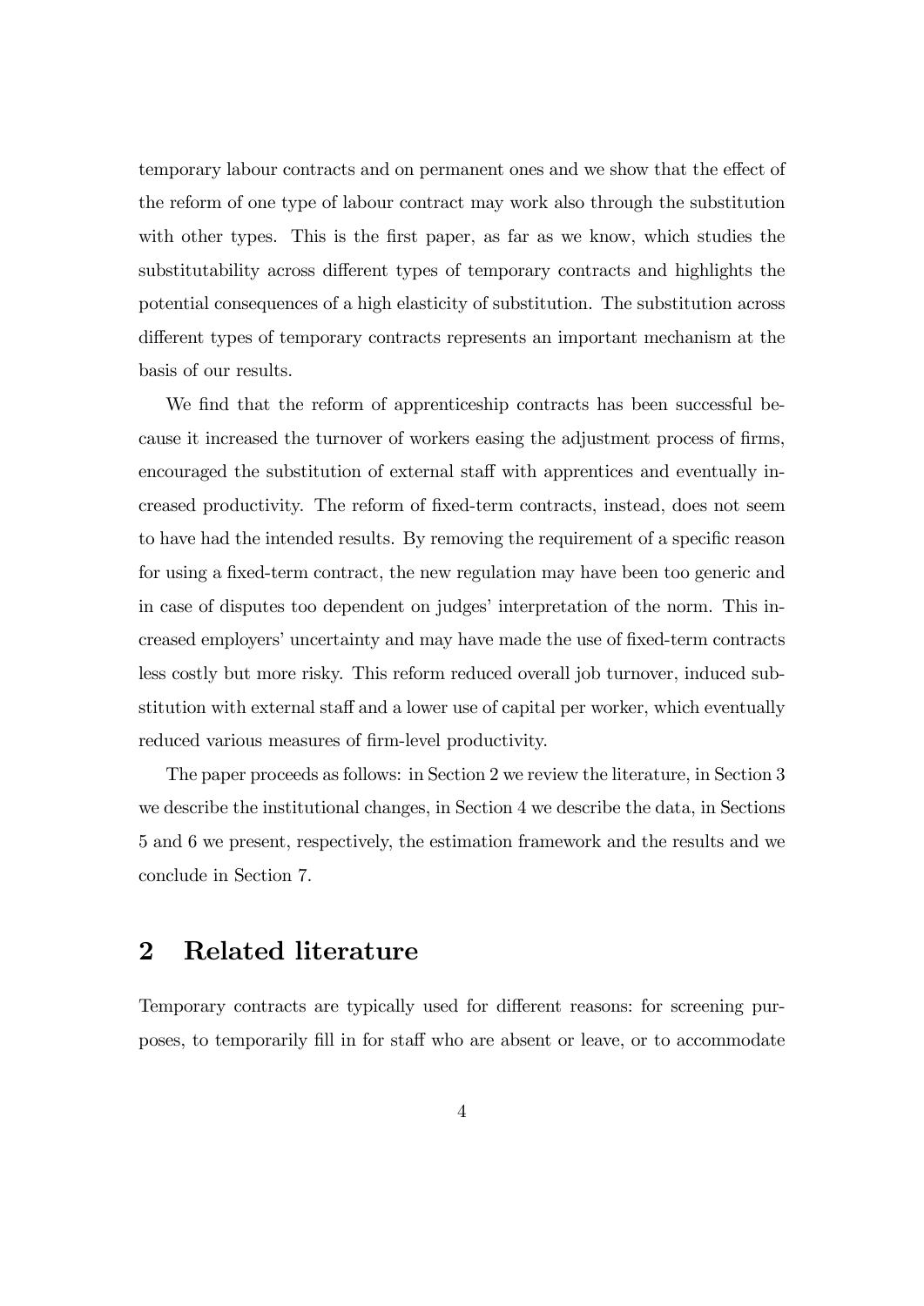temporary labour contracts and on permanent ones and we show that the effect of the reform of one type of labour contract may work also through the substitution with other types. This is the first paper, as far as we know, which studies the substitutability across different types of temporary contracts and highlights the potential consequences of a high elasticity of substitution. The substitution across different types of temporary contracts represents an important mechanism at the basis of our results.

We find that the reform of apprenticeship contracts has been successful because it increased the turnover of workers easing the adjustment process of firms, encouraged the substitution of external staff with apprentices and eventually increased productivity. The reform of fixed-term contracts, instead, does not seem to have had the intended results. By removing the requirement of a specific reason for using a fixed-term contract, the new regulation may have been too generic and in case of disputes too dependent on judges' interpretation of the norm. This increased employers' uncertainty and may have made the use of fixed-term contracts less costly but more risky. This reform reduced overall job turnover, induced substitution with external staff and a lower use of capital per worker, which eventually reduced various measures of firm-level productivity.

The paper proceeds as follows: in Section 2 we review the literature, in Section 3 we describe the institutional changes, in Section 4 we describe the data, in Sections 5 and 6 we present, respectively, the estimation framework and the results and we conclude in Section 7.

## 2 Related literature

Temporary contracts are typically used for different reasons: for screening purposes, to temporarily fill in for staff who are absent or leave, or to accommodate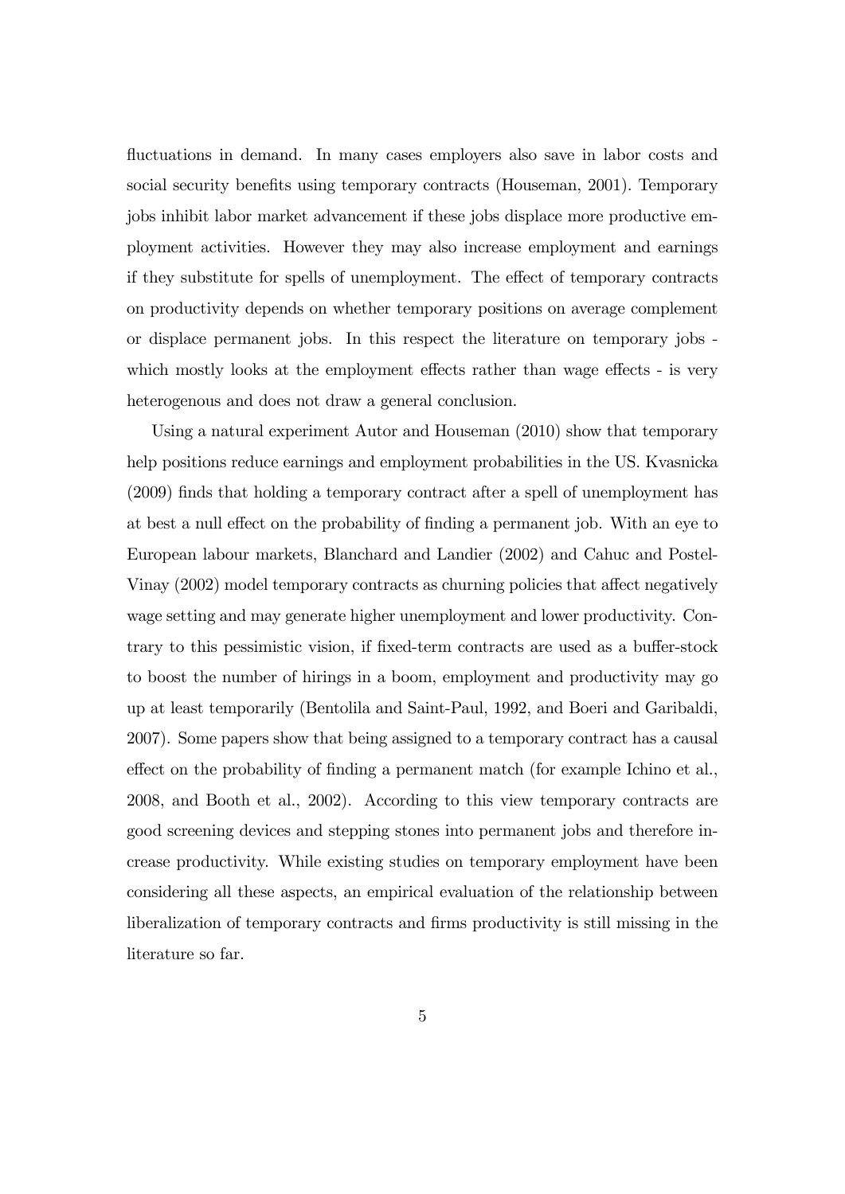fluctuations in demand. In many cases employers also save in labor costs and social security benefits using temporary contracts (Houseman, 2001). Temporary jobs inhibit labor market advancement if these jobs displace more productive employment activities. However they may also increase employment and earnings if they substitute for spells of unemployment. The effect of temporary contracts on productivity depends on whether temporary positions on average complement or displace permanent jobs. In this respect the literature on temporary jobs - which mostly looks at the employment effects rather than wage effects - is very heterogenous and does not draw a general conclusion.

Using a natural experiment Autor and Houseman (2010) show that temporary help positions reduce earnings and employment probabilities in the US. Kvasnicka (2009) finds that holding a temporary contract after a spell of unemployment has at best a null effect on the probability of finding a permanent job. With an eye to European labour markets, Blanchard and Landier (2002) and Cahuc and Postel-Vinay (2002) model temporary contracts as churning policies that affect negatively wage setting and may generate higher unemployment and lower productivity. Contrary to this pessimistic vision, if fixed-term contracts are used as a buffer-stock to boost the number of hirings in a boom, employment and productivity may go up at least temporarily (Bentolila and Saint-Paul, 1992, and Boeri and Garibaldi, 2007). Some papers show that being assigned to a temporary contract has a causal effect on the probability of finding a permanent match (for example Ichino et al., 2008, and Booth et al., 2002). According to this view temporary contracts are good screening devices and stepping stones into permanent jobs and therefore increase productivity. While existing studies on temporary employment have been considering all these aspects, an empirical evaluation of the relationship between liberalization of temporary contracts and firms productivity is still missing in the literature so far.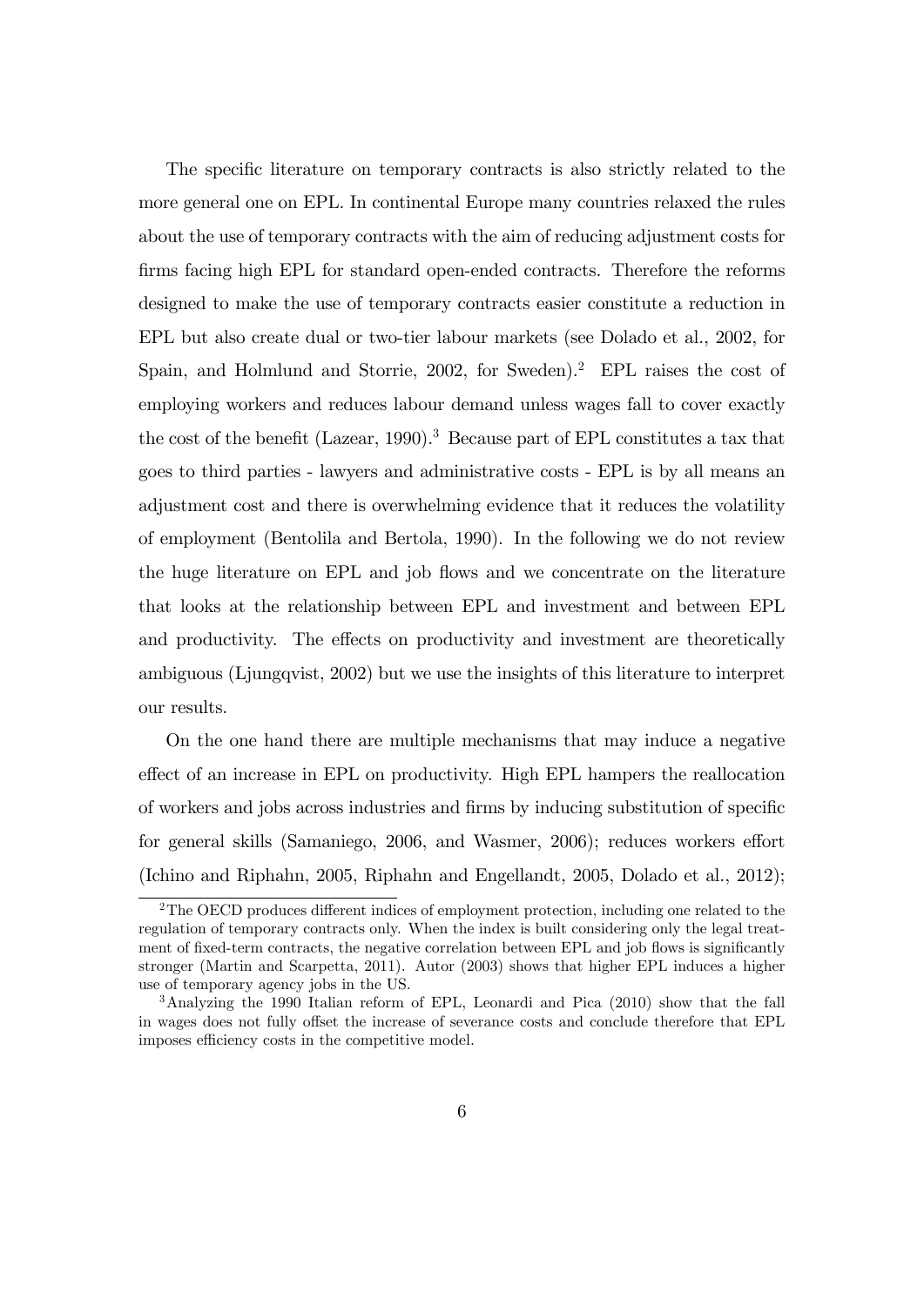The specific literature on temporary contracts is also strictly related to the more general one on EPL. In continental Europe many countries relaxed the rules about the use of temporary contracts with the aim of reducing adjustment costs for firms facing high EPL for standard open-ended contracts. Therefore the reforms designed to make the use of temporary contracts easier constitute a reduction in EPL but also create dual or two-tier labour markets (see Dolado et al., 2002, for Spain, and Holmlund and Storrie, 2002, for Sweden).[2] EPL raises the cost of employing workers and reduces labour demand unless wages fall to cover exactly the cost of the benefit (Lazear, 1990).[3] Because part of EPL constitutes a tax that goes to third parties - lawyers and administrative costs - EPL is by all means an adjustment cost and there is overwhelming evidence that it reduces the volatility of employment (Bentolila and Bertola, 1990). In the following we do not review the huge literature on EPL and job flows and we concentrate on the literature that looks at the relationship between EPL and investment and between EPL and productivity. The effects on productivity and investment are theoretically ambiguous (Ljungqvist, 2002) but we use the insights of this literature to interpret our results.

On the one hand there are multiple mechanisms that may induce a negative effect of an increase in EPL on productivity. High EPL hampers the reallocation of workers and jobs across industries and firms by inducing substitution of specific for general skills (Samaniego, 2006, and Wasmer, 2006); reduces workers effort (Ichino and Riphahn, 2005, Riphahn and Engellandt, 2005, Dolado et al., 2012);

[2] The OECD produces different indices of employment protection, including one related to the regulation of temporary contracts only. When the index is built considering only the legal treatment of fixed-term contracts, the negative correlation between EPL and job flows is significantly stronger (Martin and Scarpetta, 2011). Autor (2003) shows that higher EPL induces a higher use of temporary agency jobs in the US.

[3] Analyzing the 1990 Italian reform of EPL, Leonardi and Pica (2010) show that the fall in wages does not fully offset the increase of severance costs and conclude therefore that EPL imposes efficiency costs in the competitive model.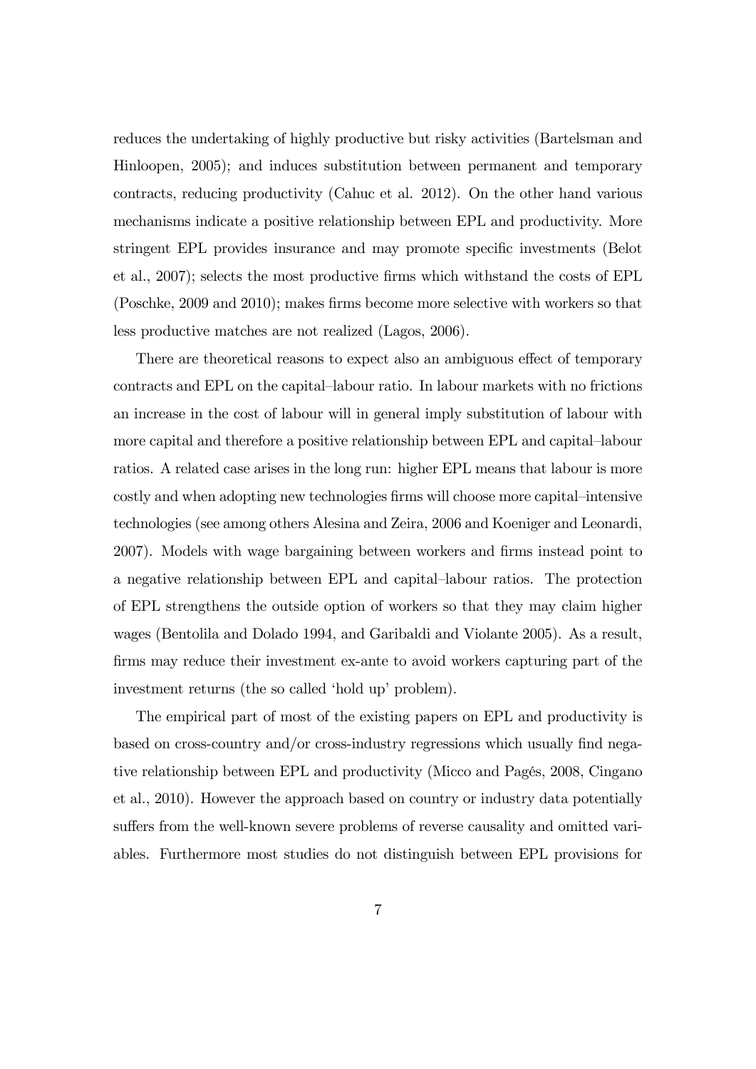reduces the undertaking of highly productive but risky activities (Bartelsman and Hinloopen, 2005); and induces substitution between permanent and temporary contracts, reducing productivity (Cahuc et al. 2012). On the other hand various mechanisms indicate a positive relationship between EPL and productivity. More stringent EPL provides insurance and may promote specific investments (Belot et al., 2007); selects the most productive firms which withstand the costs of EPL (Poschke, 2009 and 2010); makes firms become more selective with workers so that less productive matches are not realized (Lagos, 2006).

There are theoretical reasons to expect also an ambiguous effect of temporary contracts and EPL on the capital–labour ratio. In labour markets with no frictions an increase in the cost of labour will in general imply substitution of labour with more capital and therefore a positive relationship between EPL and capital–labour ratios. A related case arises in the long run: higher EPL means that labour is more costly and when adopting new technologies firms will choose more capital–intensive technologies (see among others Alesina and Zeira, 2006 and Koeniger and Leonardi, 2007). Models with wage bargaining between workers and firms instead point to a negative relationship between EPL and capital–labour ratios. The protection of EPL strengthens the outside option of workers so that they may claim higher wages (Bentolila and Dolado 1994, and Garibaldi and Violante 2005). As a result, firms may reduce their investment ex-ante to avoid workers capturing part of the investment returns (the so called 'hold up' problem).

The empirical part of most of the existing papers on EPL and productivity is based on cross-country and/or cross-industry regressions which usually find negative relationship between EPL and productivity (Micco and Pagés, 2008, Cingano et al., 2010). However the approach based on country or industry data potentially suffers from the well-known severe problems of reverse causality and omitted variables. Furthermore most studies do not distinguish between EPL provisions for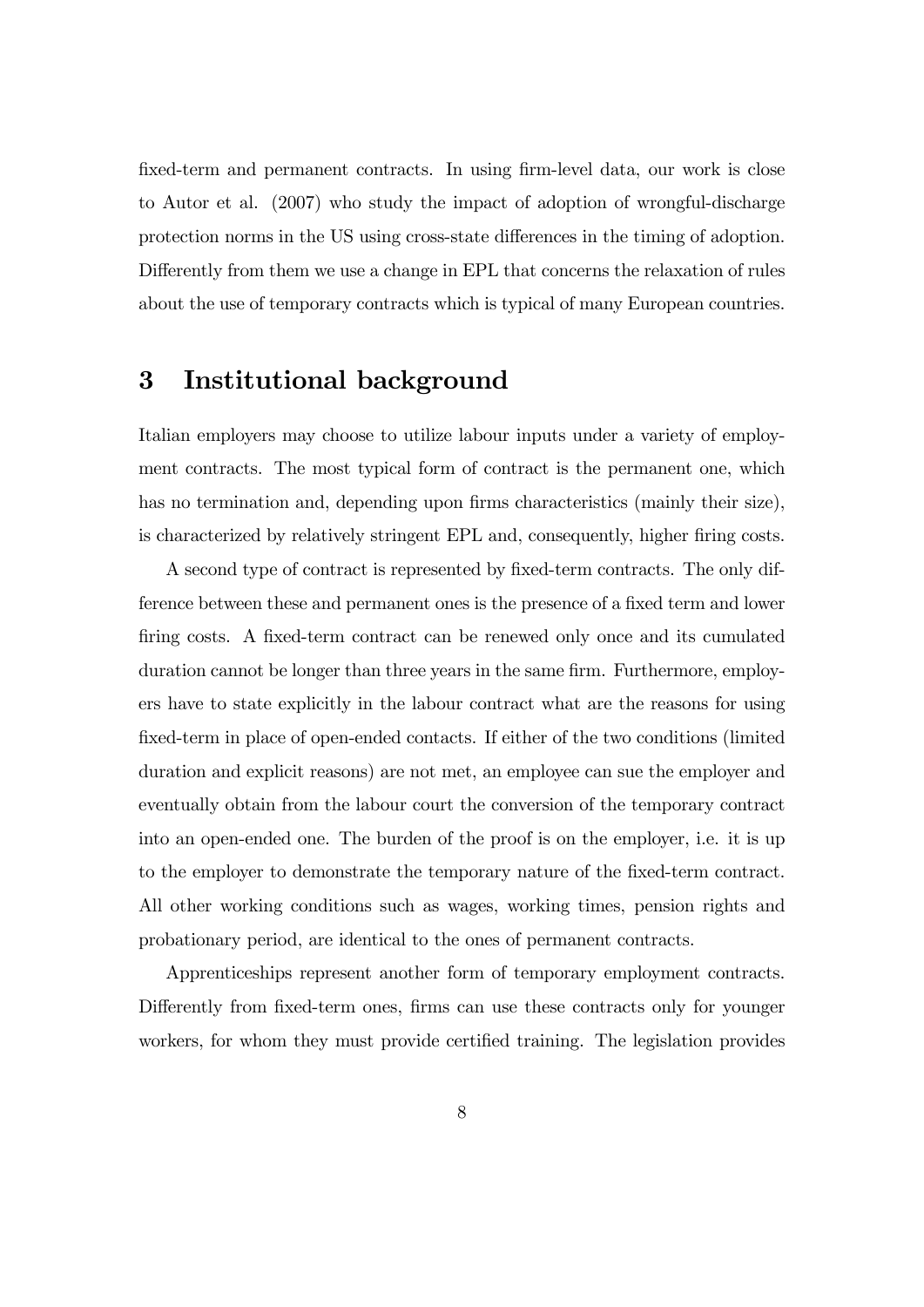fixed-term and permanent contracts. In using firm-level data, our work is close to Autor et al. (2007) who study the impact of adoption of wrongful-discharge protection norms in the US using cross-state differences in the timing of adoption. Differently from them we use a change in EPL that concerns the relaxation of rules about the use of temporary contracts which is typical of many European countries.

# 3 Institutional background

Italian employers may choose to utilize labour inputs under a variety of employment contracts. The most typical form of contract is the permanent one, which has no termination and, depending upon firms characteristics (mainly their size), is characterized by relatively stringent EPL and, consequently, higher firing costs.

A second type of contract is represented by fixed-term contracts. The only difference between these and permanent ones is the presence of a fixed term and lower firing costs. A fixed-term contract can be renewed only once and its cumulated duration cannot be longer than three years in the same firm. Furthermore, employers have to state explicitly in the labour contract what are the reasons for using fixed-term in place of open-ended contacts. If either of the two conditions (limited duration and explicit reasons) are not met, an employee can sue the employer and eventually obtain from the labour court the conversion of the temporary contract into an open-ended one. The burden of the proof is on the employer, i.e. it is up to the employer to demonstrate the temporary nature of the fixed-term contract. All other working conditions such as wages, working times, pension rights and probationary period, are identical to the ones of permanent contracts.

Apprenticeships represent another form of temporary employment contracts. Differently from fixed-term ones, firms can use these contracts only for younger workers, for whom they must provide certified training. The legislation provides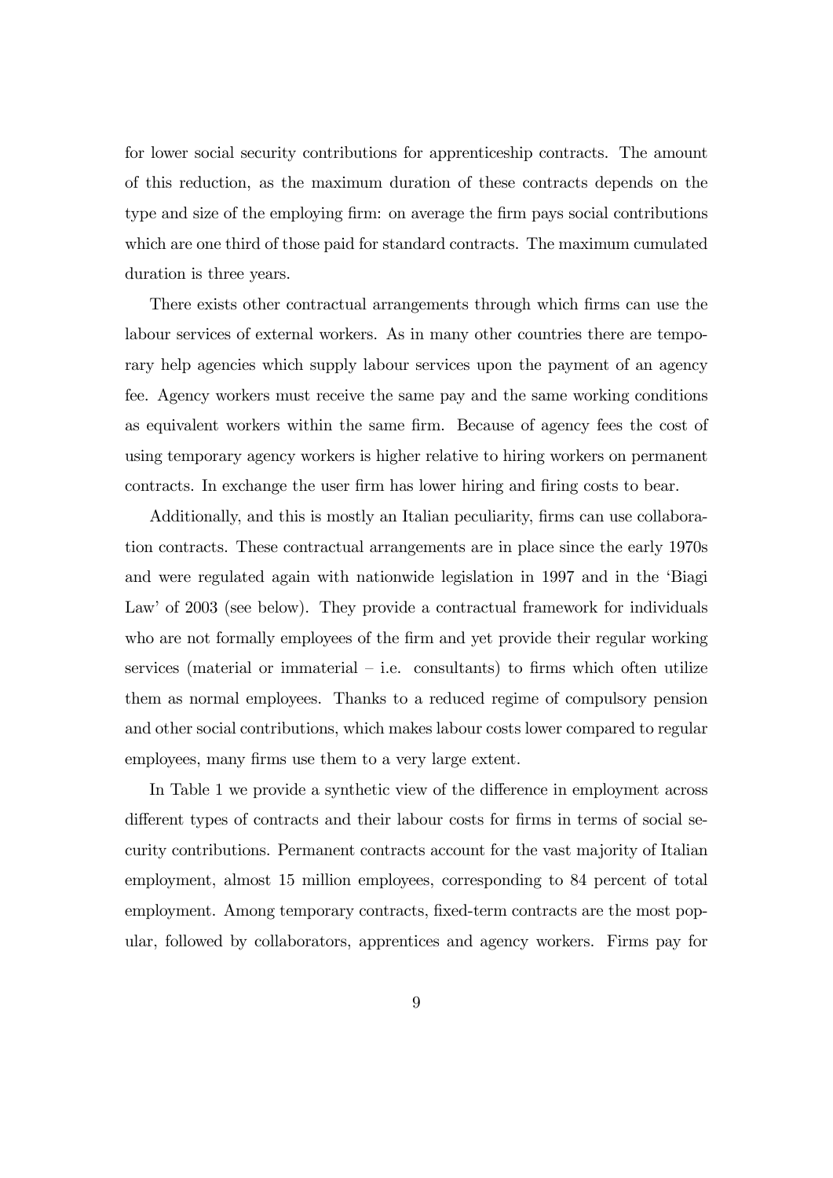for lower social security contributions for apprenticeship contracts. The amount of this reduction, as the maximum duration of these contracts depends on the type and size of the employing firm: on average the firm pays social contributions which are one third of those paid for standard contracts. The maximum cumulated duration is three years.

There exists other contractual arrangements through which firms can use the labour services of external workers. As in many other countries there are temporary help agencies which supply labour services upon the payment of an agency fee. Agency workers must receive the same pay and the same working conditions as equivalent workers within the same firm. Because of agency fees the cost of using temporary agency workers is higher relative to hiring workers on permanent contracts. In exchange the user firm has lower hiring and firing costs to bear.

Additionally, and this is mostly an Italian peculiarity, firms can use collaboration contracts. These contractual arrangements are in place since the early 1970s and were regulated again with nationwide legislation in 1997 and in the 'Biagi Law' of 2003 (see below). They provide a contractual framework for individuals who are not formally employees of the firm and yet provide their regular working services (material or immaterial – i.e. consultants) to firms which often utilize them as normal employees. Thanks to a reduced regime of compulsory pension and other social contributions, which makes labour costs lower compared to regular employees, many firms use them to a very large extent.

In Table 1 we provide a synthetic view of the difference in employment across different types of contracts and their labour costs for firms in terms of social security contributions. Permanent contracts account for the vast majority of Italian employment, almost 15 million employees, corresponding to 84 percent of total employment. Among temporary contracts, fixed-term contracts are the most popular, followed by collaborators, apprentices and agency workers. Firms pay for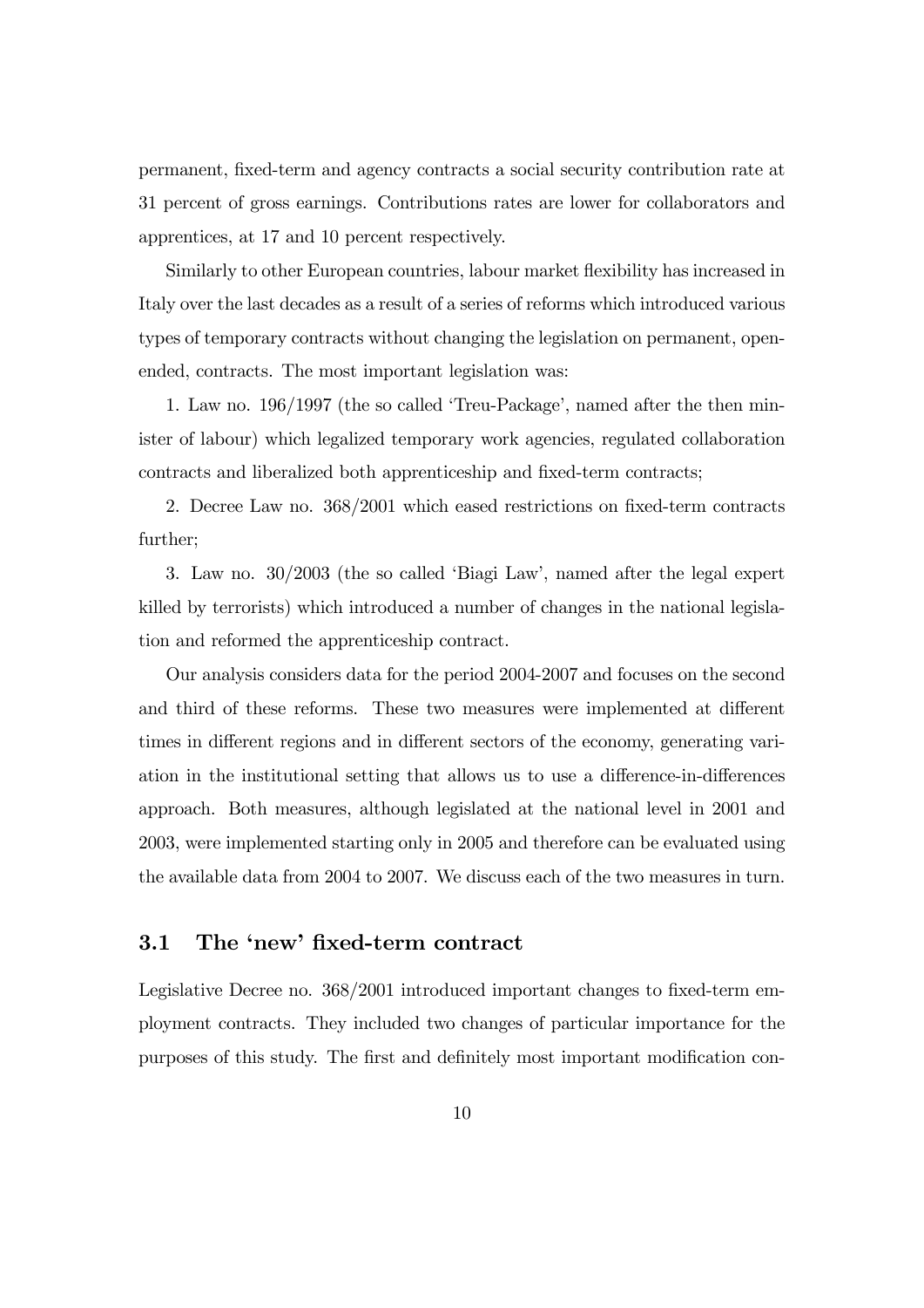permanent, fixed-term and agency contracts a social security contribution rate at 31 percent of gross earnings. Contributions rates are lower for collaborators and apprentices, at 17 and 10 percent respectively.

Similarly to other European countries, labour market flexibility has increased in Italy over the last decades as a result of a series of reforms which introduced various types of temporary contracts without changing the legislation on permanent, open-ended, contracts. The most important legislation was:

1. Law no. 196/1997 (the so called 'Treu-Package', named after the then minister of labour) which legalized temporary work agencies, regulated collaboration contracts and liberalized both apprenticeship and fixed-term contracts;

2. Decree Law no. 368/2001 which eased restrictions on fixed-term contracts further;

3. Law no. 30/2003 (the so called 'Biagi Law', named after the legal expert killed by terrorists) which introduced a number of changes in the national legislation and reformed the apprenticeship contract.

Our analysis considers data for the period 2004-2007 and focuses on the second and third of these reforms. These two measures were implemented at different times in different regions and in different sectors of the economy, generating variation in the institutional setting that allows us to use a difference-in-differences approach. Both measures, although legislated at the national level in 2001 and 2003, were implemented starting only in 2005 and therefore can be evaluated using the available data from 2004 to 2007. We discuss each of the two measures in turn.

## 3.1 The 'new' fixed-term contract

Legislative Decree no. 368/2001 introduced important changes to fixed-term employment contracts. They included two changes of particular importance for the purposes of this study. The first and definitely most important modification con-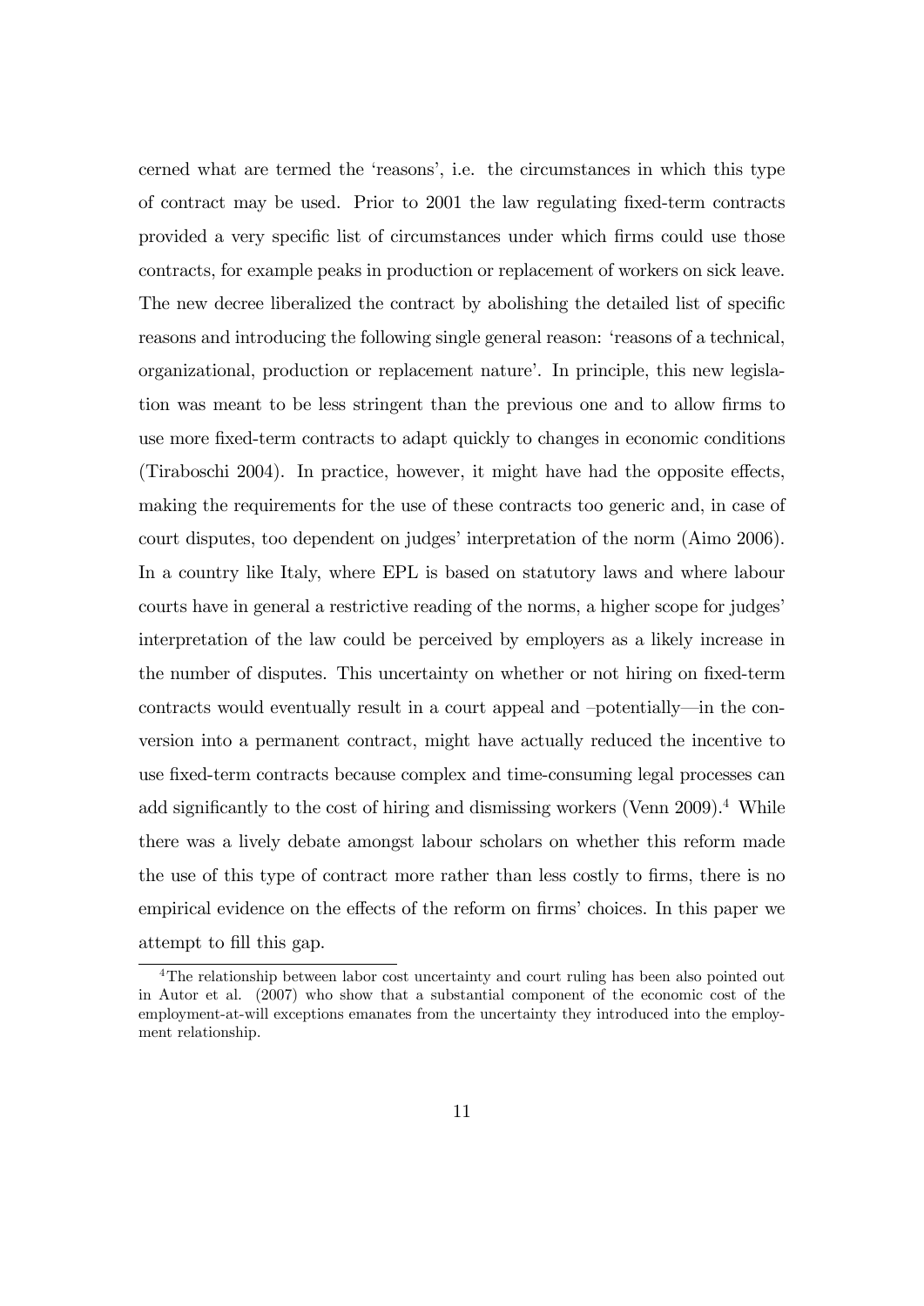cerned what are termed the 'reasons', i.e. the circumstances in which this type of contract may be used. Prior to 2001 the law regulating fixed-term contracts provided a very specific list of circumstances under which firms could use those contracts, for example peaks in production or replacement of workers on sick leave. The new decree liberalized the contract by abolishing the detailed list of specific reasons and introducing the following single general reason: 'reasons of a technical, organizational, production or replacement nature'. In principle, this new legislation was meant to be less stringent than the previous one and to allow firms to use more fixed-term contracts to adapt quickly to changes in economic conditions (Tiraboschi 2004). In practice, however, it might have had the opposite effects, making the requirements for the use of these contracts too generic and, in case of court disputes, too dependent on judges' interpretation of the norm (Aimo 2006). In a country like Italy, where EPL is based on statutory laws and where labour courts have in general a restrictive reading of the norms, a higher scope for judges' interpretation of the law could be perceived by employers as a likely increase in the number of disputes. This uncertainty on whether or not hiring on fixed-term contracts would eventually result in a court appeal and –potentially—in the conversion into a permanent contract, might have actually reduced the incentive to use fixed-term contracts because complex and time-consuming legal processes can add significantly to the cost of hiring and dismissing workers (Venn 2009).[4] While there was a lively debate amongst labour scholars on whether this reform made the use of this type of contract more rather than less costly to firms, there is no empirical evidence on the effects of the reform on firms' choices. In this paper we attempt to fill this gap.

[4] The relationship between labor cost uncertainty and court ruling has been also pointed out in Autor et al. (2007) who show that a substantial component of the economic cost of the employment-at-will exceptions emanates from the uncertainty they introduced into the employment relationship.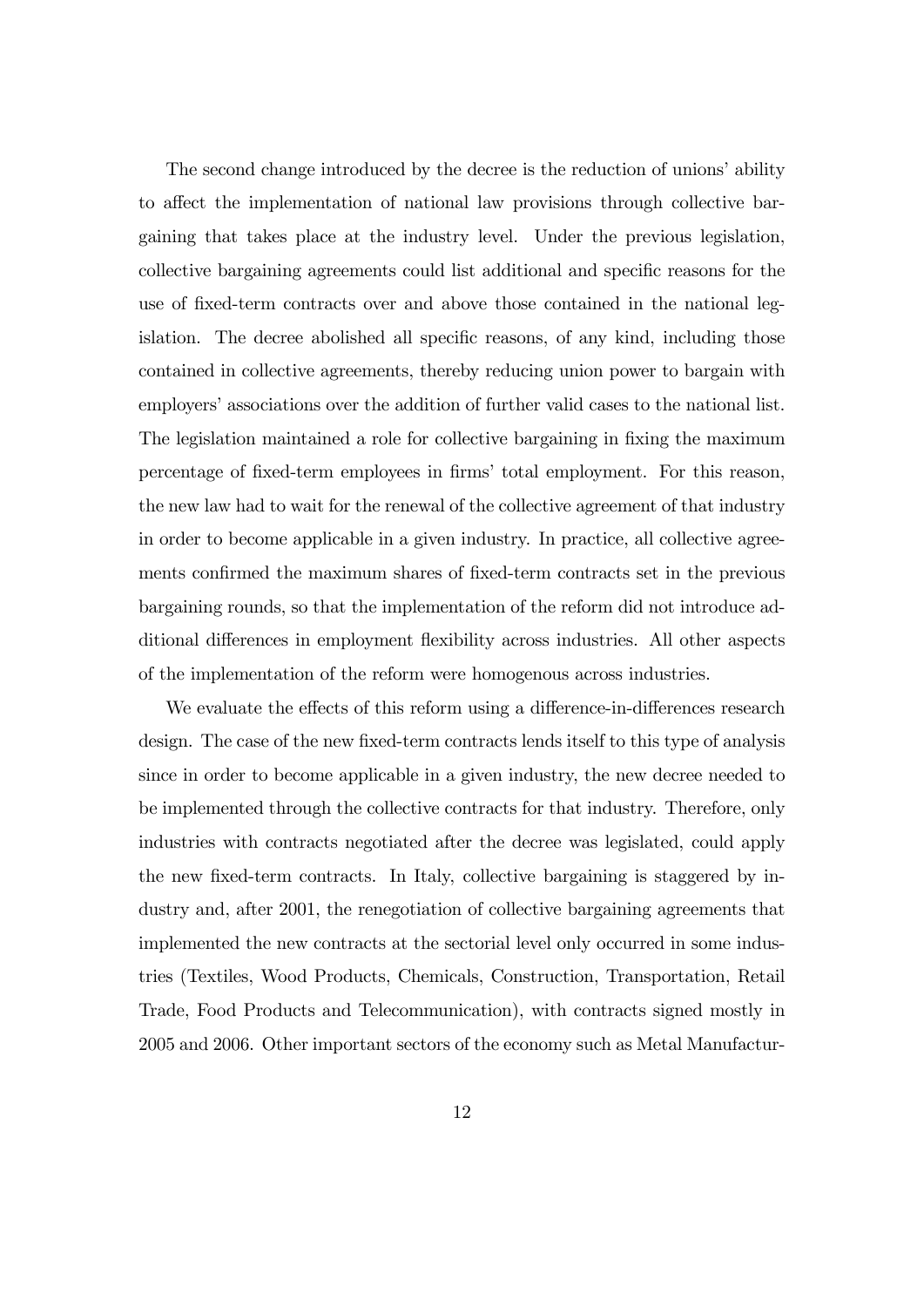The second change introduced by the decree is the reduction of unions' ability to affect the implementation of national law provisions through collective bargaining that takes place at the industry level. Under the previous legislation, collective bargaining agreements could list additional and specific reasons for the use of fixed-term contracts over and above those contained in the national legislation. The decree abolished all specific reasons, of any kind, including those contained in collective agreements, thereby reducing union power to bargain with employers' associations over the addition of further valid cases to the national list. The legislation maintained a role for collective bargaining in fixing the maximum percentage of fixed-term employees in firms' total employment. For this reason, the new law had to wait for the renewal of the collective agreement of that industry in order to become applicable in a given industry. In practice, all collective agreements confirmed the maximum shares of fixed-term contracts set in the previous bargaining rounds, so that the implementation of the reform did not introduce additional differences in employment flexibility across industries. All other aspects of the implementation of the reform were homogenous across industries.

We evaluate the effects of this reform using a difference-in-differences research design. The case of the new fixed-term contracts lends itself to this type of analysis since in order to become applicable in a given industry, the new decree needed to be implemented through the collective contracts for that industry. Therefore, only industries with contracts negotiated after the decree was legislated, could apply the new fixed-term contracts. In Italy, collective bargaining is staggered by industry and, after 2001, the renegotiation of collective bargaining agreements that implemented the new contracts at the sectorial level only occurred in some industries (Textiles, Wood Products, Chemicals, Construction, Transportation, Retail Trade, Food Products and Telecommunication), with contracts signed mostly in 2005 and 2006. Other important sectors of the economy such as Metal Manufactur-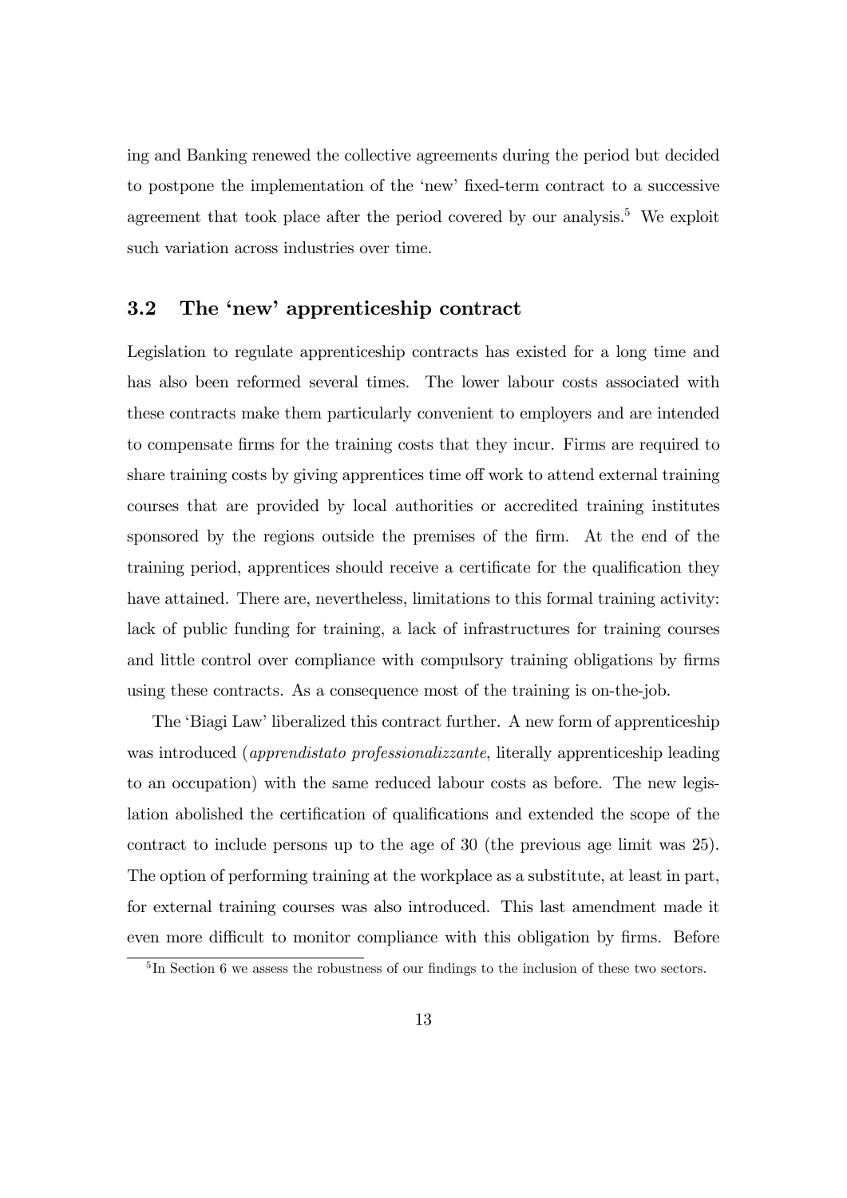ing and Banking renewed the collective agreements during the period but decided to postpone the implementation of the 'new' fixed-term contract to a successive agreement that took place after the period covered by our analysis.[5] We exploit such variation across industries over time.

### 3.2 The 'new' apprenticeship contract

Legislation to regulate apprenticeship contracts has existed for a long time and has also been reformed several times. The lower labour costs associated with these contracts make them particularly convenient to employers and are intended to compensate firms for the training costs that they incur. Firms are required to share training costs by giving apprentices time off work to attend external training courses that are provided by local authorities or accredited training institutes sponsored by the regions outside the premises of the firm. At the end of the training period, apprentices should receive a certificate for the qualification they have attained. There are, nevertheless, limitations to this formal training activity: lack of public funding for training, a lack of infrastructures for training courses and little control over compliance with compulsory training obligations by firms using these contracts. As a consequence most of the training is on-the-job.

The 'Biagi Law' liberalized this contract further. A new form of apprenticeship was introduced (*apprendistato professionalizzante*, literally apprenticeship leading to an occupation) with the same reduced labour costs as before. The new legislation abolished the certification of qualifications and extended the scope of the contract to include persons up to the age of 30 (the previous age limit was 25). The option of performing training at the workplace as a substitute, at least in part, for external training courses was also introduced. This last amendment made it even more difficult to monitor compliance with this obligation by firms. Before

[5] In Section 6 we assess the robustness of our findings to the inclusion of these two sectors.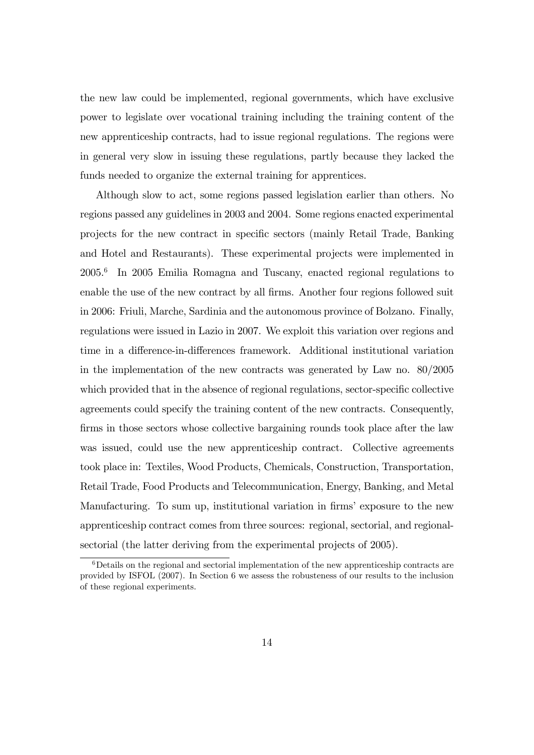the new law could be implemented, regional governments, which have exclusive power to legislate over vocational training including the training content of the new apprenticeship contracts, had to issue regional regulations. The regions were in general very slow in issuing these regulations, partly because they lacked the funds needed to organize the external training for apprentices.

Although slow to act, some regions passed legislation earlier than others. No regions passed any guidelines in 2003 and 2004. Some regions enacted experimental projects for the new contract in specific sectors (mainly Retail Trade, Banking and Hotel and Restaurants). These experimental projects were implemented in 2005.[6] In 2005 Emilia Romagna and Tuscany, enacted regional regulations to enable the use of the new contract by all firms. Another four regions followed suit in 2006: Friuli, Marche, Sardinia and the autonomous province of Bolzano. Finally, regulations were issued in Lazio in 2007. We exploit this variation over regions and time in a difference-in-differences framework. Additional institutional variation in the implementation of the new contracts was generated by Law no. 80/2005 which provided that in the absence of regional regulations, sector-specific collective agreements could specify the training content of the new contracts. Consequently, firms in those sectors whose collective bargaining rounds took place after the law was issued, could use the new apprenticeship contract. Collective agreements took place in: Textiles, Wood Products, Chemicals, Construction, Transportation, Retail Trade, Food Products and Telecommunication, Energy, Banking, and Metal Manufacturing. To sum up, institutional variation in firms' exposure to the new apprenticeship contract comes from three sources: regional, sectorial, and regional-sectorial (the latter deriving from the experimental projects of 2005).

[6] Details on the regional and sectorial implementation of the new apprenticeship contracts are provided by ISFOL (2007). In Section 6 we assess the robusteness of our results to the inclusion of these regional experiments.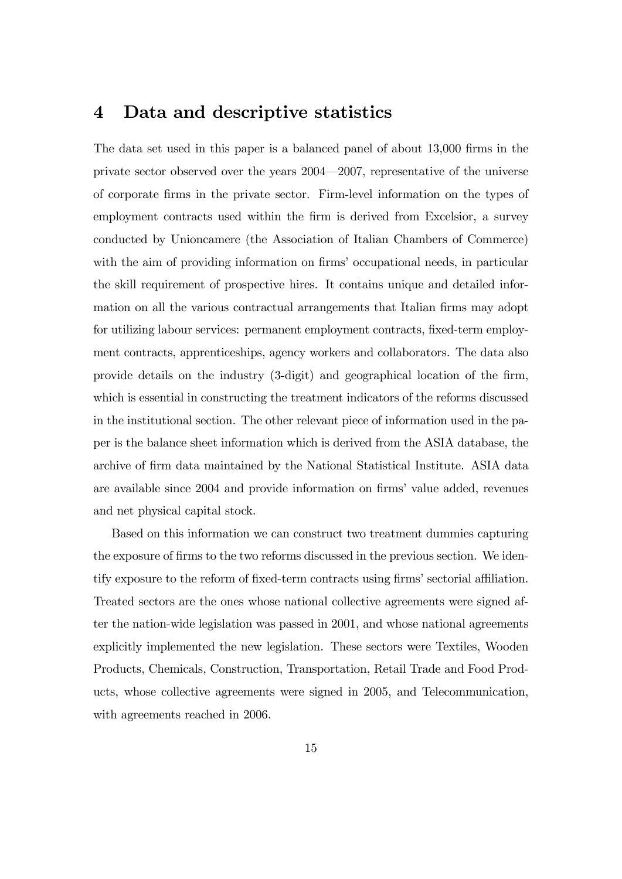# 4 Data and descriptive statistics

The data set used in this paper is a balanced panel of about 13,000 firms in the private sector observed over the years 2004—2007, representative of the universe of corporate firms in the private sector. Firm-level information on the types of employment contracts used within the firm is derived from Excelsior, a survey conducted by Unioncamere (the Association of Italian Chambers of Commerce) with the aim of providing information on firms' occupational needs, in particular the skill requirement of prospective hires. It contains unique and detailed information on all the various contractual arrangements that Italian firms may adopt for utilizing labour services: permanent employment contracts, fixed-term employment contracts, apprenticeships, agency workers and collaborators. The data also provide details on the industry (3-digit) and geographical location of the firm, which is essential in constructing the treatment indicators of the reforms discussed in the institutional section. The other relevant piece of information used in the paper is the balance sheet information which is derived from the ASIA database, the archive of firm data maintained by the National Statistical Institute. ASIA data are available since 2004 and provide information on firms' value added, revenues and net physical capital stock.

Based on this information we can construct two treatment dummies capturing the exposure of firms to the two reforms discussed in the previous section. We identify exposure to the reform of fixed-term contracts using firms' sectorial affiliation. Treated sectors are the ones whose national collective agreements were signed after the nation-wide legislation was passed in 2001, and whose national agreements explicitly implemented the new legislation. These sectors were Textiles, Wooden Products, Chemicals, Construction, Transportation, Retail Trade and Food Products, whose collective agreements were signed in 2005, and Telecommunication, with agreements reached in 2006.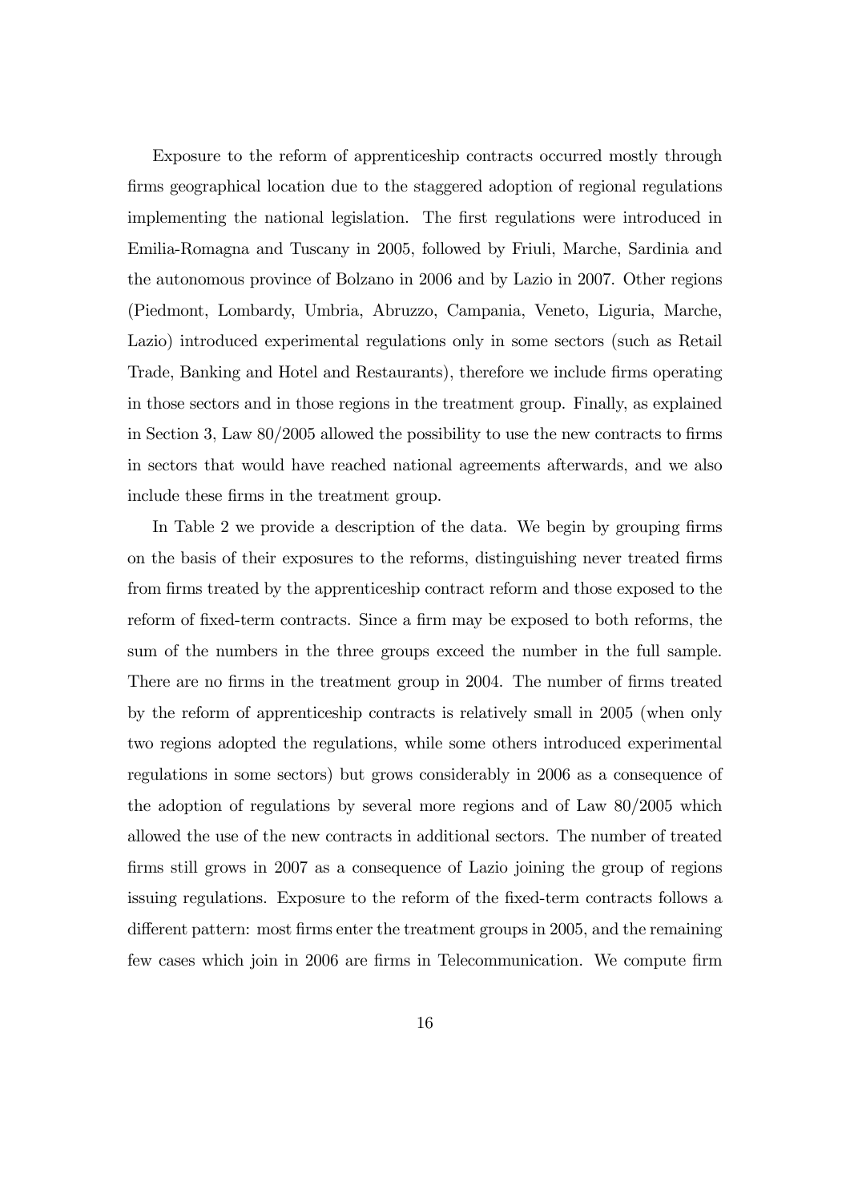Exposure to the reform of apprenticeship contracts occurred mostly through firms geographical location due to the staggered adoption of regional regulations implementing the national legislation. The first regulations were introduced in Emilia-Romagna and Tuscany in 2005, followed by Friuli, Marche, Sardinia and the autonomous province of Bolzano in 2006 and by Lazio in 2007. Other regions (Piedmont, Lombardy, Umbria, Abruzzo, Campania, Veneto, Liguria, Marche, Lazio) introduced experimental regulations only in some sectors (such as Retail Trade, Banking and Hotel and Restaurants), therefore we include firms operating in those sectors and in those regions in the treatment group. Finally, as explained in Section 3, Law 80/2005 allowed the possibility to use the new contracts to firms in sectors that would have reached national agreements afterwards, and we also include these firms in the treatment group.

In Table 2 we provide a description of the data. We begin by grouping firms on the basis of their exposures to the reforms, distinguishing never treated firms from firms treated by the apprenticeship contract reform and those exposed to the reform of fixed-term contracts. Since a firm may be exposed to both reforms, the sum of the numbers in the three groups exceed the number in the full sample. There are no firms in the treatment group in 2004. The number of firms treated by the reform of apprenticeship contracts is relatively small in 2005 (when only two regions adopted the regulations, while some others introduced experimental regulations in some sectors) but grows considerably in 2006 as a consequence of the adoption of regulations by several more regions and of Law 80/2005 which allowed the use of the new contracts in additional sectors. The number of treated firms still grows in 2007 as a consequence of Lazio joining the group of regions issuing regulations. Exposure to the reform of the fixed-term contracts follows a different pattern: most firms enter the treatment groups in 2005, and the remaining few cases which join in 2006 are firms in Telecommunication. We compute firm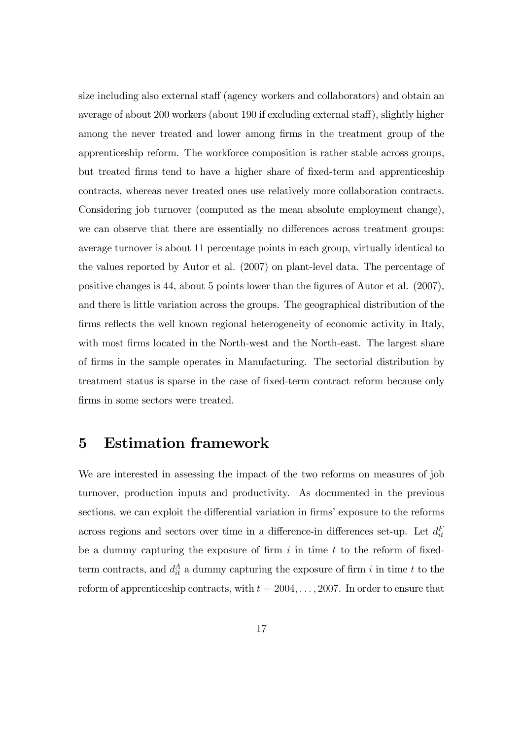size including also external staff (agency workers and collaborators) and obtain an average of about 200 workers (about 190 if excluding external staff), slightly higher among the never treated and lower among firms in the treatment group of the apprenticeship reform. The workforce composition is rather stable across groups, but treated firms tend to have a higher share of fixed-term and apprenticeship contracts, whereas never treated ones use relatively more collaboration contracts. Considering job turnover (computed as the mean absolute employment change), we can observe that there are essentially no differences across treatment groups: average turnover is about 11 percentage points in each group, virtually identical to the values reported by Autor et al. (2007) on plant-level data. The percentage of positive changes is 44, about 5 points lower than the figures of Autor et al. (2007), and there is little variation across the groups. The geographical distribution of the firms reflects the well known regional heterogeneity of economic activity in Italy, with most firms located in the North-west and the North-east. The largest share of firms in the sample operates in Manufacturing. The sectorial distribution by treatment status is sparse in the case of fixed-term contract reform because only firms in some sectors were treated.

# 5 Estimation framework

We are interested in assessing the impact of the two reforms on measures of job turnover, production inputs and productivity. As documented in the previous sections, we can exploit the differential variation in firms' exposure to the reforms across regions and sectors over time in a difference-in differences set-up. Let $d_{it}^{F}$ be a dummy capturing the exposure of firm $i$ in time $t$ to the reform of fixed-term contracts, and $d_{it}^{A}$ a dummy capturing the exposure of firm $i$ in time $t$ to the reform of apprenticeship contracts, with $t = 2004, \ldots, 2007$. In order to ensure that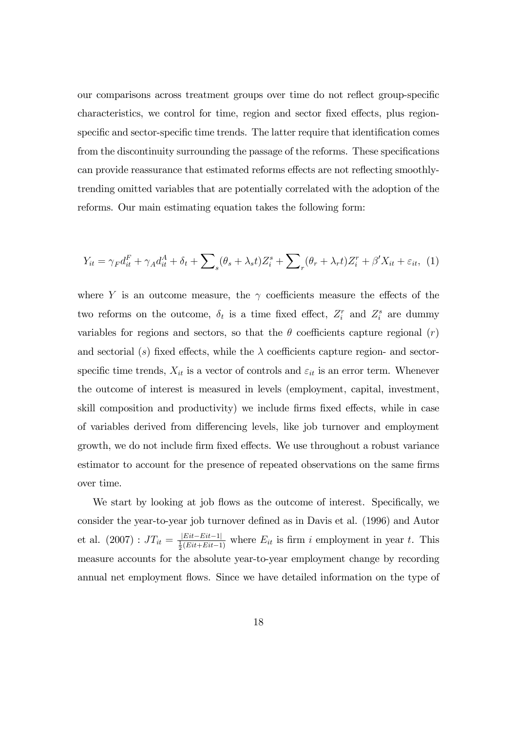our comparisons across treatment groups over time do not reflect group-specific characteristics, we control for time, region and sector fixed effects, plus region-specific and sector-specific time trends. The latter require that identification comes from the discontinuity surrounding the passage of the reforms. These specifications can provide reassurance that estimated reforms effects are not reflecting smoothly-trending omitted variables that are potentially correlated with the adoption of the reforms. Our main estimating equation takes the following form:

$$Y_{it} = \gamma_F d_{it}^F + \gamma_A d_{it}^A + \delta_t + \sum\nolimits_s (\theta_s + \lambda_s t) Z_i^s + \sum\nolimits_r (\theta_r + \lambda_r t) Z_i^r + \beta' X_{it} + \varepsilon_{it}, \quad (1)$$

where $Y$ is an outcome measure, the $\gamma$ coefficients measure the effects of the two reforms on the outcome, $\delta_t$ is a time fixed effect, $Z_i^r$ and $Z_i^s$ are dummy variables for regions and sectors, so that the $\theta$ coefficients capture regional ($r$) and sectorial ($s$) fixed effects, while the $\lambda$ coefficients capture region- and sector-specific time trends, $X_{it}$ is a vector of controls and $\varepsilon_{it}$ is an error term. Whenever the outcome of interest is measured in levels (employment, capital, investment, skill composition and productivity) we include firms fixed effects, while in case of variables derived from differencing levels, like job turnover and employment growth, we do not include firm fixed effects. We use throughout a robust variance estimator to account for the presence of repeated observations on the same firms over time.

We start by looking at job flows as the outcome of interest. Specifically, we consider the year-to-year job turnover defined as in Davis et al. (1996) and Autor et al. (2007) : $JT_{it} = \frac{|Eit - Eit-1|}{\frac{1}{2}(Eit + Eit-1)}$ where $E_{it}$ is firm $i$ employment in year $t$. This measure accounts for the absolute year-to-year employment change by recording annual net employment flows. Since we have detailed information on the type of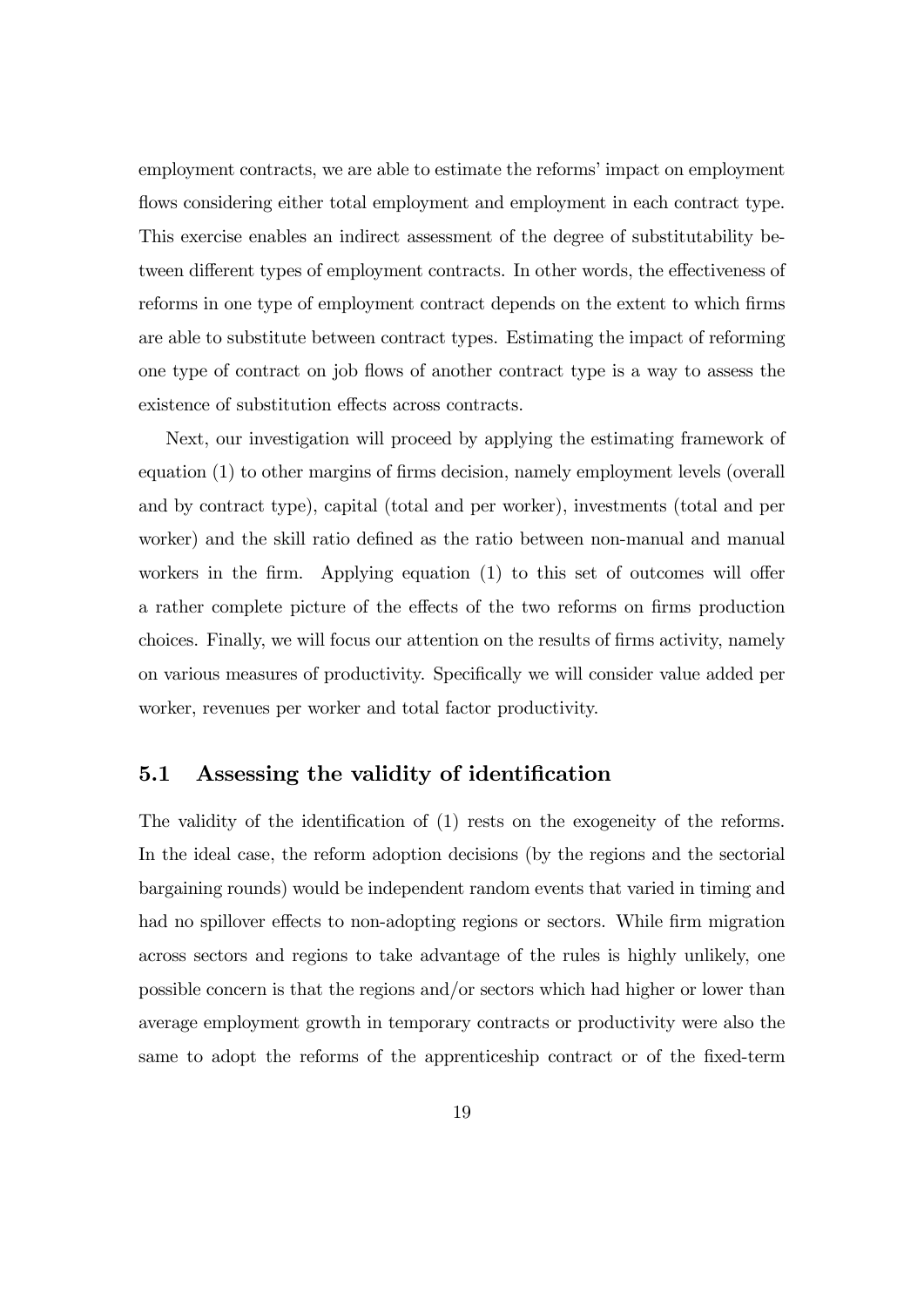employment contracts, we are able to estimate the reforms' impact on employment flows considering either total employment and employment in each contract type. This exercise enables an indirect assessment of the degree of substitutability between different types of employment contracts. In other words, the effectiveness of reforms in one type of employment contract depends on the extent to which firms are able to substitute between contract types. Estimating the impact of reforming one type of contract on job flows of another contract type is a way to assess the existence of substitution effects across contracts.

Next, our investigation will proceed by applying the estimating framework of equation (1) to other margins of firms decision, namely employment levels (overall and by contract type), capital (total and per worker), investments (total and per worker) and the skill ratio defined as the ratio between non-manual and manual workers in the firm. Applying equation (1) to this set of outcomes will offer a rather complete picture of the effects of the two reforms on firms production choices. Finally, we will focus our attention on the results of firms activity, namely on various measures of productivity. Specifically we will consider value added per worker, revenues per worker and total factor productivity.

## 5.1 Assessing the validity of identification

The validity of the identification of (1) rests on the exogeneity of the reforms. In the ideal case, the reform adoption decisions (by the regions and the sectorial bargaining rounds) would be independent random events that varied in timing and had no spillover effects to non-adopting regions or sectors. While firm migration across sectors and regions to take advantage of the rules is highly unlikely, one possible concern is that the regions and/or sectors which had higher or lower than average employment growth in temporary contracts or productivity were also the same to adopt the reforms of the apprenticeship contract or of the fixed-term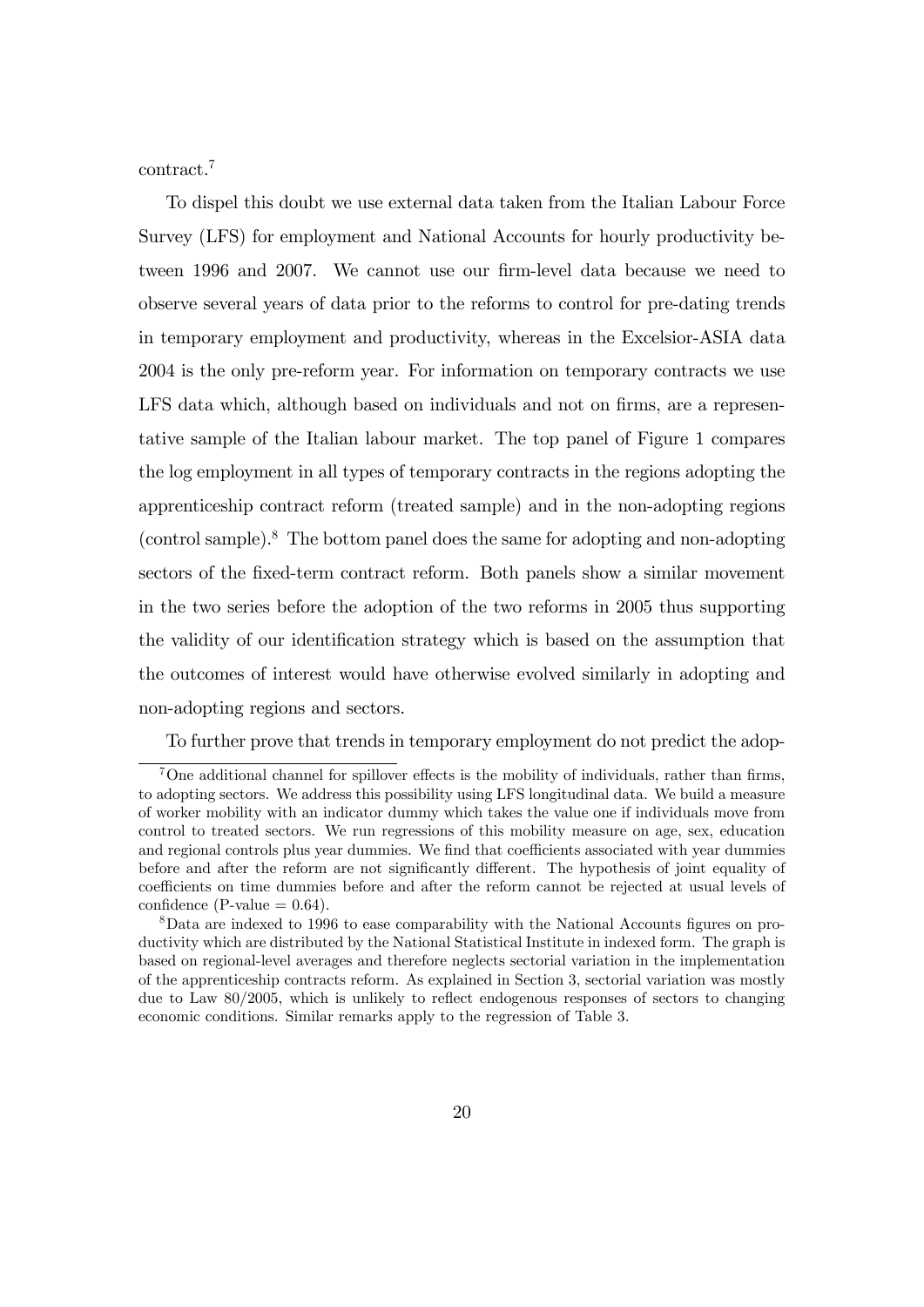contract.[7]

To dispel this doubt we use external data taken from the Italian Labour Force Survey (LFS) for employment and National Accounts for hourly productivity between 1996 and 2007. We cannot use our firm-level data because we need to observe several years of data prior to the reforms to control for pre-dating trends in temporary employment and productivity, whereas in the Excelsior-ASIA data 2004 is the only pre-reform year. For information on temporary contracts we use LFS data which, although based on individuals and not on firms, are a representative sample of the Italian labour market. The top panel of Figure 1 compares the log employment in all types of temporary contracts in the regions adopting the apprenticeship contract reform (treated sample) and in the non-adopting regions (control sample).[8] The bottom panel does the same for adopting and non-adopting sectors of the fixed-term contract reform. Both panels show a similar movement in the two series before the adoption of the two reforms in 2005 thus supporting the validity of our identification strategy which is based on the assumption that the outcomes of interest would have otherwise evolved similarly in adopting and non-adopting regions and sectors.

To further prove that trends in temporary employment do not predict the adop-

[7]One additional channel for spillover effects is the mobility of individuals, rather than firms, to adopting sectors. We address this possibility using LFS longitudinal data. We build a measure of worker mobility with an indicator dummy which takes the value one if individuals move from control to treated sectors. We run regressions of this mobility measure on age, sex, education and regional controls plus year dummies. We find that coefficients associated with year dummies before and after the reform are not significantly different. The hypothesis of joint equality of coefficients on time dummies before and after the reform cannot be rejected at usual levels of confidence (P-value = 0.64).

[8]Data are indexed to 1996 to ease comparability with the National Accounts figures on productivity which are distributed by the National Statistical Institute in indexed form. The graph is based on regional-level averages and therefore neglects sectorial variation in the implementation of the apprenticeship contracts reform. As explained in Section 3, sectorial variation was mostly due to Law 80/2005, which is unlikely to reflect endogenous responses of sectors to changing economic conditions. Similar remarks apply to the regression of Table 3.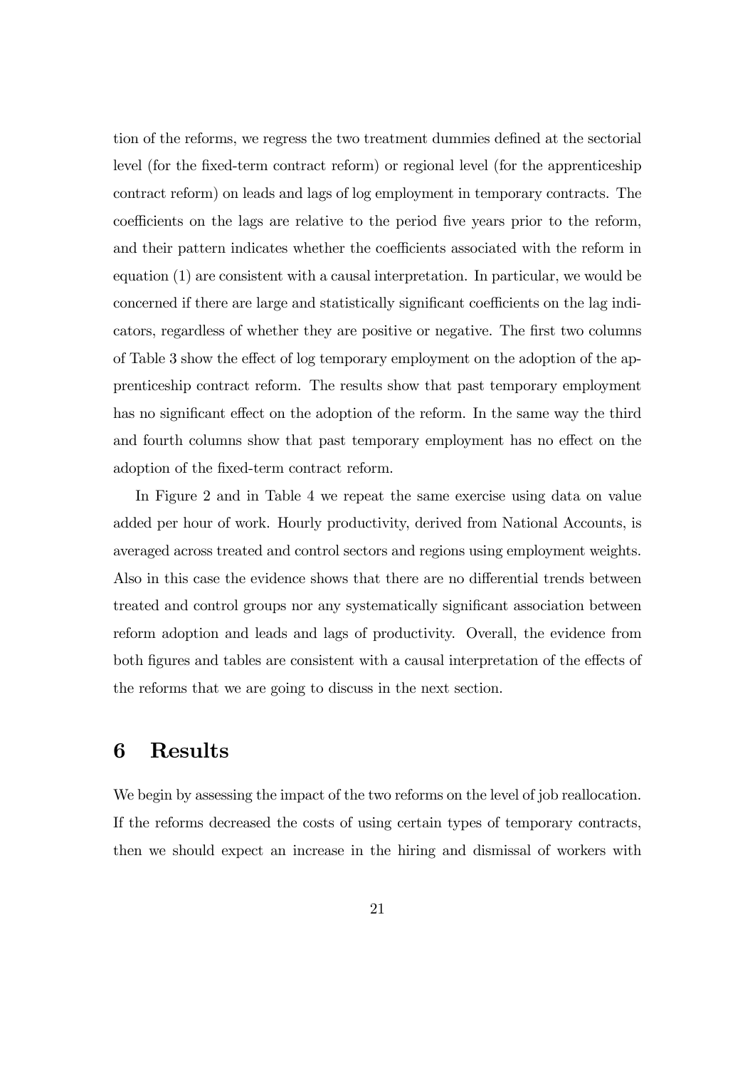tion of the reforms, we regress the two treatment dummies defined at the sectorial level (for the fixed-term contract reform) or regional level (for the apprenticeship contract reform) on leads and lags of log employment in temporary contracts. The coefficients on the lags are relative to the period five years prior to the reform, and their pattern indicates whether the coefficients associated with the reform in equation (1) are consistent with a causal interpretation. In particular, we would be concerned if there are large and statistically significant coefficients on the lag indicators, regardless of whether they are positive or negative. The first two columns of Table 3 show the effect of log temporary employment on the adoption of the apprenticeship contract reform. The results show that past temporary employment has no significant effect on the adoption of the reform. In the same way the third and fourth columns show that past temporary employment has no effect on the adoption of the fixed-term contract reform.

In Figure 2 and in Table 4 we repeat the same exercise using data on value added per hour of work. Hourly productivity, derived from National Accounts, is averaged across treated and control sectors and regions using employment weights. Also in this case the evidence shows that there are no differential trends between treated and control groups nor any systematically significant association between reform adoption and leads and lags of productivity. Overall, the evidence from both figures and tables are consistent with a causal interpretation of the effects of the reforms that we are going to discuss in the next section.

# 6 Results

We begin by assessing the impact of the two reforms on the level of job reallocation. If the reforms decreased the costs of using certain types of temporary contracts, then we should expect an increase in the hiring and dismissal of workers with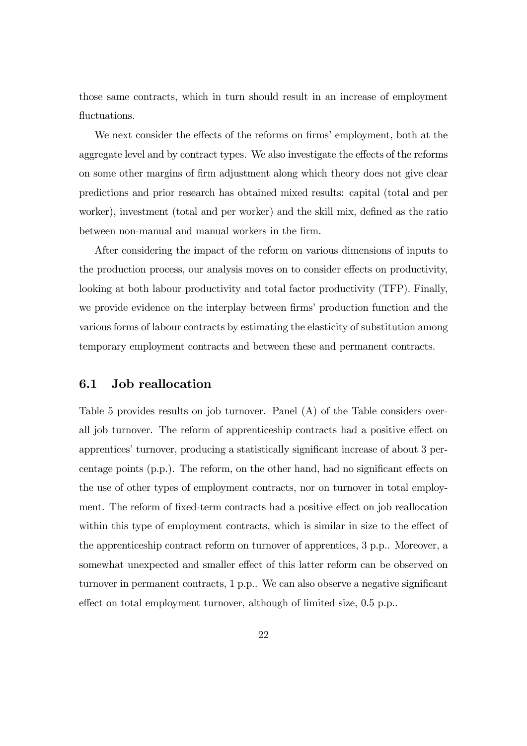those same contracts, which in turn should result in an increase of employment fluctuations.

We next consider the effects of the reforms on firms' employment, both at the aggregate level and by contract types. We also investigate the effects of the reforms on some other margins of firm adjustment along which theory does not give clear predictions and prior research has obtained mixed results: capital (total and per worker), investment (total and per worker) and the skill mix, defined as the ratio between non-manual and manual workers in the firm.

After considering the impact of the reform on various dimensions of inputs to the production process, our analysis moves on to consider effects on productivity, looking at both labour productivity and total factor productivity (TFP). Finally, we provide evidence on the interplay between firms' production function and the various forms of labour contracts by estimating the elasticity of substitution among temporary employment contracts and between these and permanent contracts.

## 6.1 Job reallocation

Table 5 provides results on job turnover. Panel (A) of the Table considers overall job turnover. The reform of apprenticeship contracts had a positive effect on apprentices' turnover, producing a statistically significant increase of about 3 percentage points (p.p.). The reform, on the other hand, had no significant effects on the use of other types of employment contracts, nor on turnover in total employment. The reform of fixed-term contracts had a positive effect on job reallocation within this type of employment contracts, which is similar in size to the effect of the apprenticeship contract reform on turnover of apprentices, 3 p.p.. Moreover, a somewhat unexpected and smaller effect of this latter reform can be observed on turnover in permanent contracts, 1 p.p.. We can also observe a negative significant effect on total employment turnover, although of limited size, 0.5 p.p..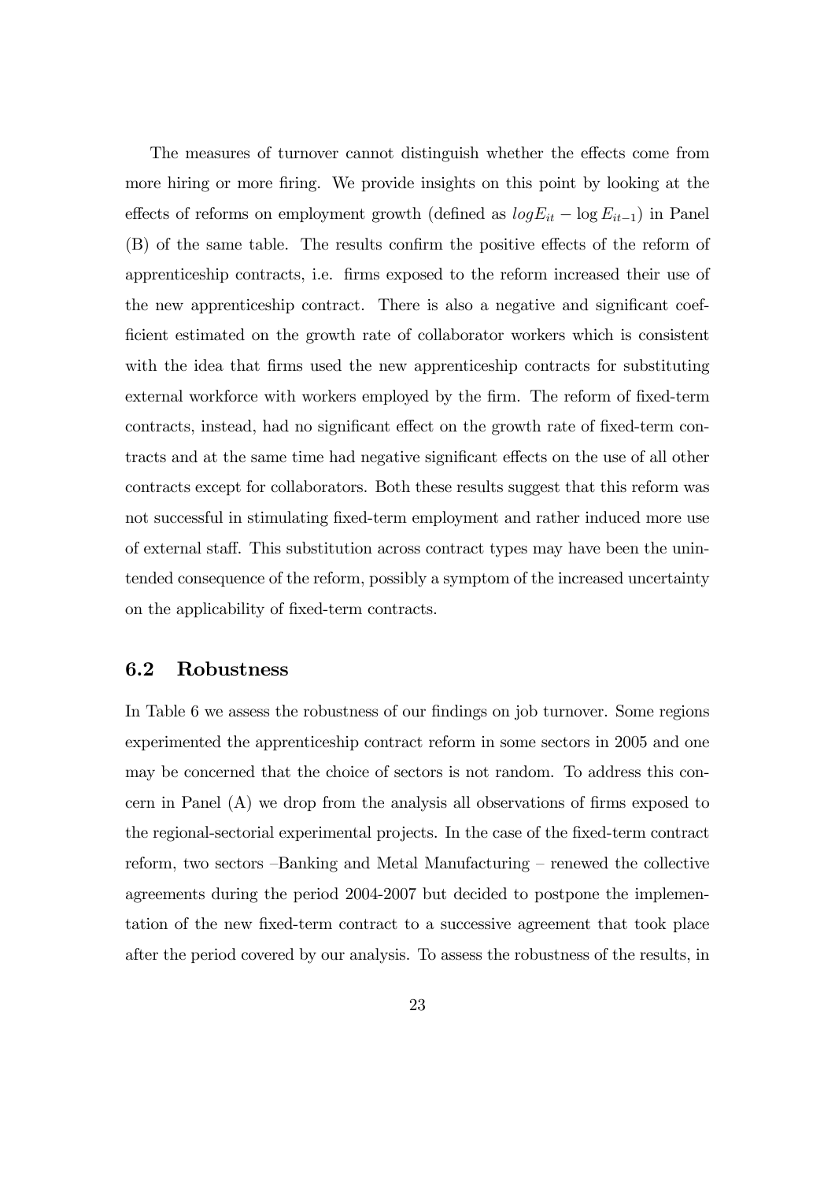The measures of turnover cannot distinguish whether the effects come from more hiring or more firing. We provide insights on this point by looking at the effects of reforms on employment growth (defined as $log E_{it} - \log E_{it-1}$) in Panel (B) of the same table. The results confirm the positive effects of the reform of apprenticeship contracts, i.e. firms exposed to the reform increased their use of the new apprenticeship contract. There is also a negative and significant coefficient estimated on the growth rate of collaborator workers which is consistent with the idea that firms used the new apprenticeship contracts for substituting external workforce with workers employed by the firm. The reform of fixed-term contracts, instead, had no significant effect on the growth rate of fixed-term contracts and at the same time had negative significant effects on the use of all other contracts except for collaborators. Both these results suggest that this reform was not successful in stimulating fixed-term employment and rather induced more use of external staff. This substitution across contract types may have been the unintended consequence of the reform, possibly a symptom of the increased uncertainty on the applicability of fixed-term contracts.

## 6.2 Robustness

In Table 6 we assess the robustness of our findings on job turnover. Some regions experimented the apprenticeship contract reform in some sectors in 2005 and one may be concerned that the choice of sectors is not random. To address this concern in Panel (A) we drop from the analysis all observations of firms exposed to the regional-sectorial experimental projects. In the case of the fixed-term contract reform, two sectors –Banking and Metal Manufacturing – renewed the collective agreements during the period 2004-2007 but decided to postpone the implementation of the new fixed-term contract to a successive agreement that took place after the period covered by our analysis. To assess the robustness of the results, in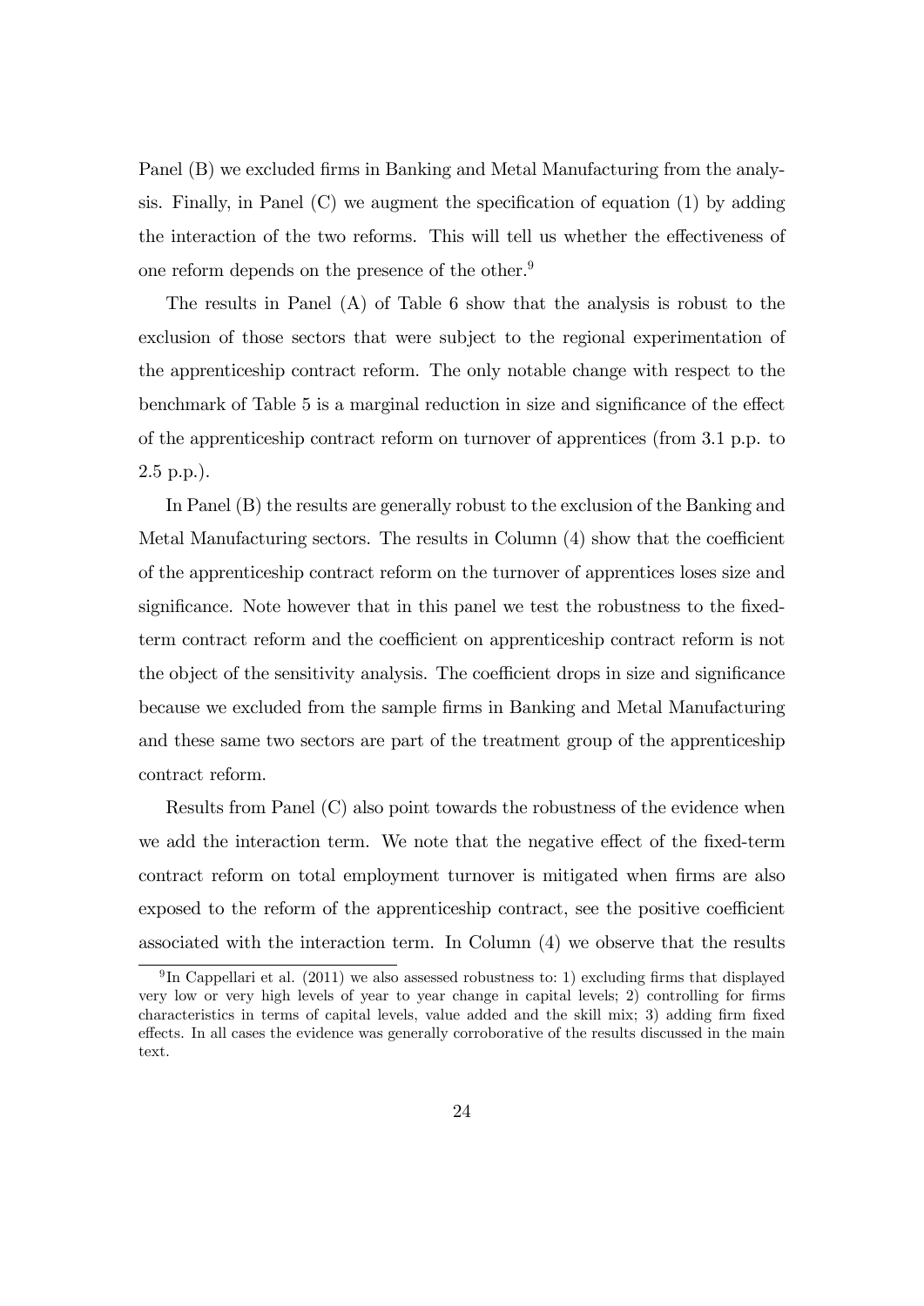Panel (B) we excluded firms in Banking and Metal Manufacturing from the analysis. Finally, in Panel (C) we augment the specification of equation (1) by adding the interaction of the two reforms. This will tell us whether the effectiveness of one reform depends on the presence of the other.[9]

The results in Panel (A) of Table 6 show that the analysis is robust to the exclusion of those sectors that were subject to the regional experimentation of the apprenticeship contract reform. The only notable change with respect to the benchmark of Table 5 is a marginal reduction in size and significance of the effect of the apprenticeship contract reform on turnover of apprentices (from 3.1 p.p. to 2.5 p.p.).

In Panel (B) the results are generally robust to the exclusion of the Banking and Metal Manufacturing sectors. The results in Column (4) show that the coefficient of the apprenticeship contract reform on the turnover of apprentices loses size and significance. Note however that in this panel we test the robustness to the fixed-term contract reform and the coefficient on apprenticeship contract reform is not the object of the sensitivity analysis. The coefficient drops in size and significance because we excluded from the sample firms in Banking and Metal Manufacturing and these same two sectors are part of the treatment group of the apprenticeship contract reform.

Results from Panel (C) also point towards the robustness of the evidence when we add the interaction term. We note that the negative effect of the fixed-term contract reform on total employment turnover is mitigated when firms are also exposed to the reform of the apprenticeship contract, see the positive coefficient associated with the interaction term. In Column (4) we observe that the results

[9] In Cappellari et al. (2011) we also assessed robustness to: 1) excluding firms that displayed very low or very high levels of year to year change in capital levels; 2) controlling for firms characteristics in terms of capital levels, value added and the skill mix; 3) adding firm fixed effects. In all cases the evidence was generally corroborative of the results discussed in the main text.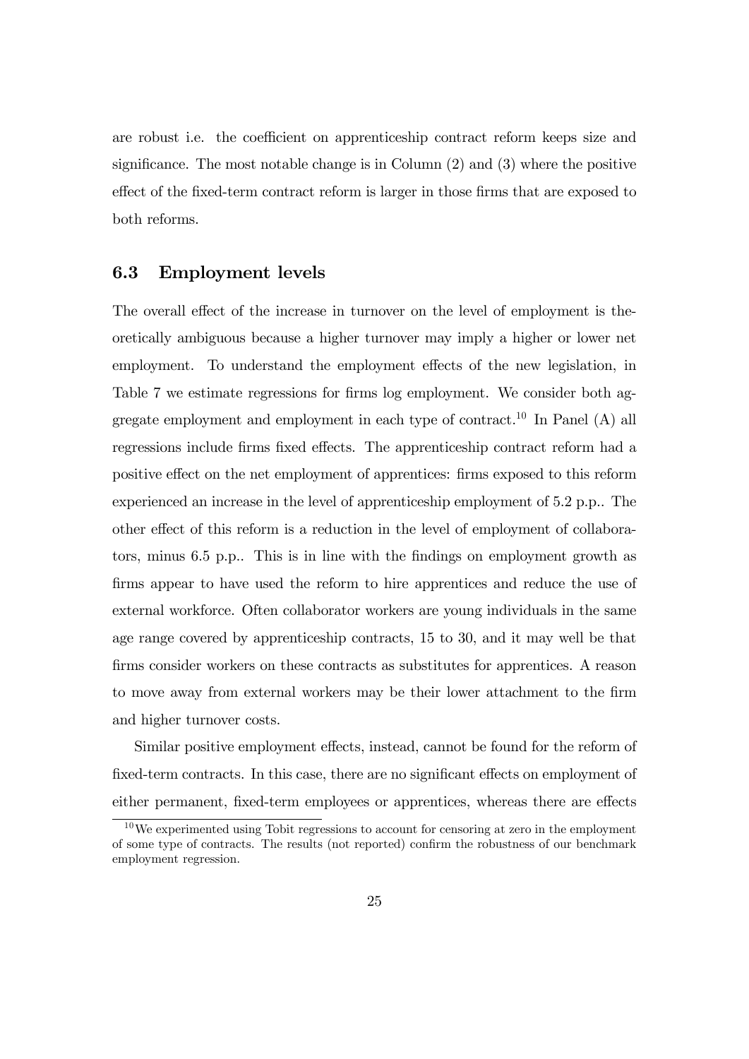are robust i.e. the coefficient on apprenticeship contract reform keeps size and significance. The most notable change is in Column (2) and (3) where the positive effect of the fixed-term contract reform is larger in those firms that are exposed to both reforms.

### 6.3 Employment levels

The overall effect of the increase in turnover on the level of employment is theoretically ambiguous because a higher turnover may imply a higher or lower net employment. To understand the employment effects of the new legislation, in Table 7 we estimate regressions for firms log employment. We consider both aggregate employment and employment in each type of contract.[10] In Panel (A) all regressions include firms fixed effects. The apprenticeship contract reform had a positive effect on the net employment of apprentices: firms exposed to this reform experienced an increase in the level of apprenticeship employment of 5.2 p.p.. The other effect of this reform is a reduction in the level of employment of collaborators, minus 6.5 p.p.. This is in line with the findings on employment growth as firms appear to have used the reform to hire apprentices and reduce the use of external workforce. Often collaborator workers are young individuals in the same age range covered by apprenticeship contracts, 15 to 30, and it may well be that firms consider workers on these contracts as substitutes for apprentices. A reason to move away from external workers may be their lower attachment to the firm and higher turnover costs.

Similar positive employment effects, instead, cannot be found for the reform of fixed-term contracts. In this case, there are no significant effects on employment of either permanent, fixed-term employees or apprentices, whereas there are effects

[10] We experimented using Tobit regressions to account for censoring at zero in the employment of some type of contracts. The results (not reported) confirm the robustness of our benchmark employment regression.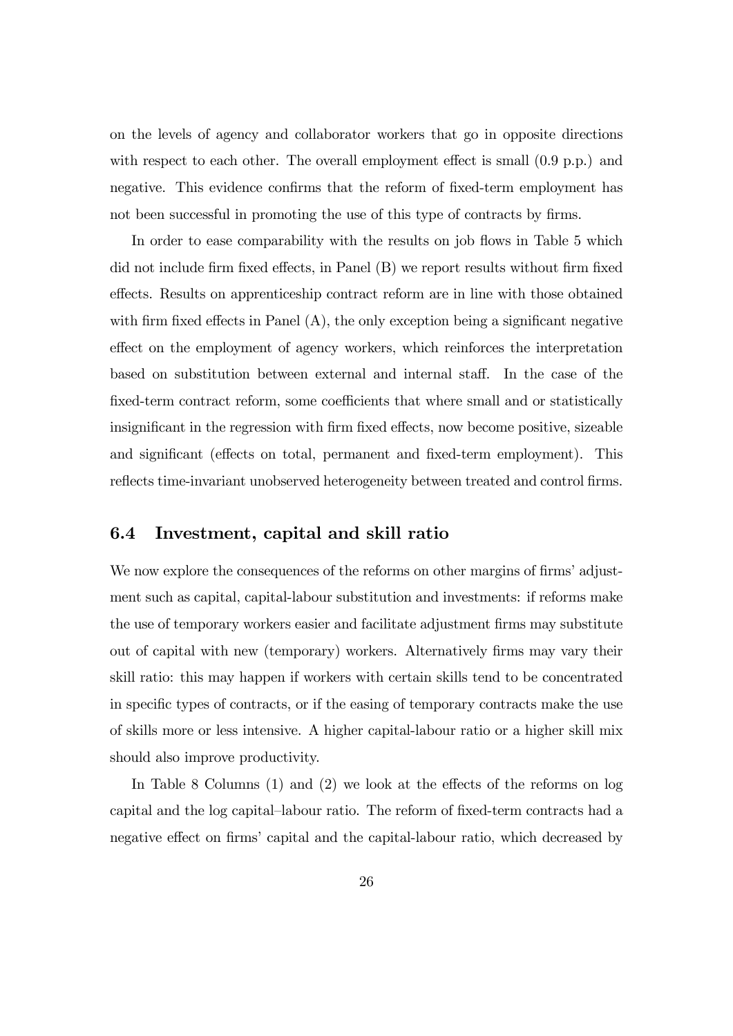on the levels of agency and collaborator workers that go in opposite directions with respect to each other. The overall employment effect is small (0.9 p.p.) and negative. This evidence confirms that the reform of fixed-term employment has not been successful in promoting the use of this type of contracts by firms.

In order to ease comparability with the results on job flows in Table 5 which did not include firm fixed effects, in Panel (B) we report results without firm fixed effects. Results on apprenticeship contract reform are in line with those obtained with firm fixed effects in Panel (A), the only exception being a significant negative effect on the employment of agency workers, which reinforces the interpretation based on substitution between external and internal staff. In the case of the fixed-term contract reform, some coefficients that where small and or statistically insignificant in the regression with firm fixed effects, now become positive, sizeable and significant (effects on total, permanent and fixed-term employment). This reflects time-invariant unobserved heterogeneity between treated and control firms.

### 6.4 Investment, capital and skill ratio

We now explore the consequences of the reforms on other margins of firms' adjustment such as capital, capital-labour substitution and investments: if reforms make the use of temporary workers easier and facilitate adjustment firms may substitute out of capital with new (temporary) workers. Alternatively firms may vary their skill ratio: this may happen if workers with certain skills tend to be concentrated in specific types of contracts, or if the easing of temporary contracts make the use of skills more or less intensive. A higher capital-labour ratio or a higher skill mix should also improve productivity.

In Table 8 Columns (1) and (2) we look at the effects of the reforms on log capital and the log capital–labour ratio. The reform of fixed-term contracts had a negative effect on firms' capital and the capital-labour ratio, which decreased by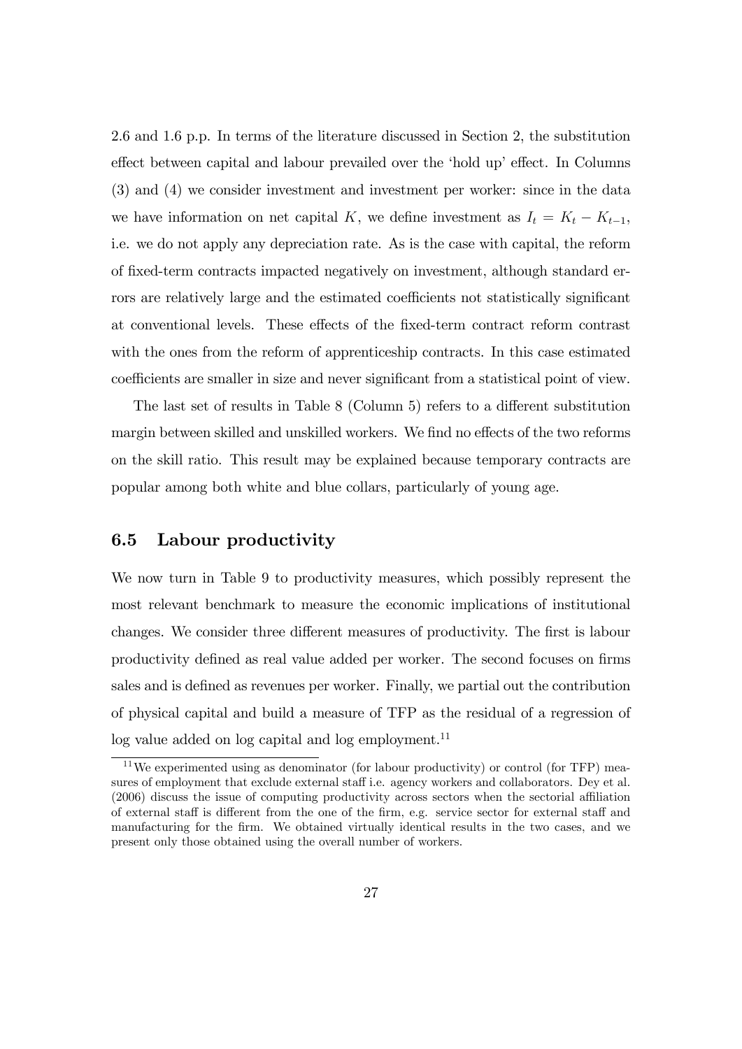2.6 and 1.6 p.p. In terms of the literature discussed in Section 2, the substitution effect between capital and labour prevailed over the 'hold up' effect. In Columns (3) and (4) we consider investment and investment per worker: since in the data we have information on net capital $K$, we define investment as $I_t = K_t - K_{t-1}$, i.e. we do not apply any depreciation rate. As is the case with capital, the reform of fixed-term contracts impacted negatively on investment, although standard errors are relatively large and the estimated coefficients not statistically significant at conventional levels. These effects of the fixed-term contract reform contrast with the ones from the reform of apprenticeship contracts. In this case estimated coefficients are smaller in size and never significant from a statistical point of view.

The last set of results in Table 8 (Column 5) refers to a different substitution margin between skilled and unskilled workers. We find no effects of the two reforms on the skill ratio. This result may be explained because temporary contracts are popular among both white and blue collars, particularly of young age.

## 6.5 Labour productivity

We now turn in Table 9 to productivity measures, which possibly represent the most relevant benchmark to measure the economic implications of institutional changes. We consider three different measures of productivity. The first is labour productivity defined as real value added per worker. The second focuses on firms sales and is defined as revenues per worker. Finally, we partial out the contribution of physical capital and build a measure of TFP as the residual of a regression of log value added on log capital and log employment.[11]

[11] We experimented using as denominator (for labour productivity) or control (for TFP) measures of employment that exclude external staff i.e. agency workers and collaborators. Dey et al. (2006) discuss the issue of computing productivity across sectors when the sectorial affiliation of external staff is different from the one of the firm, e.g. service sector for external staff and manufacturing for the firm. We obtained virtually identical results in the two cases, and we present only those obtained using the overall number of workers.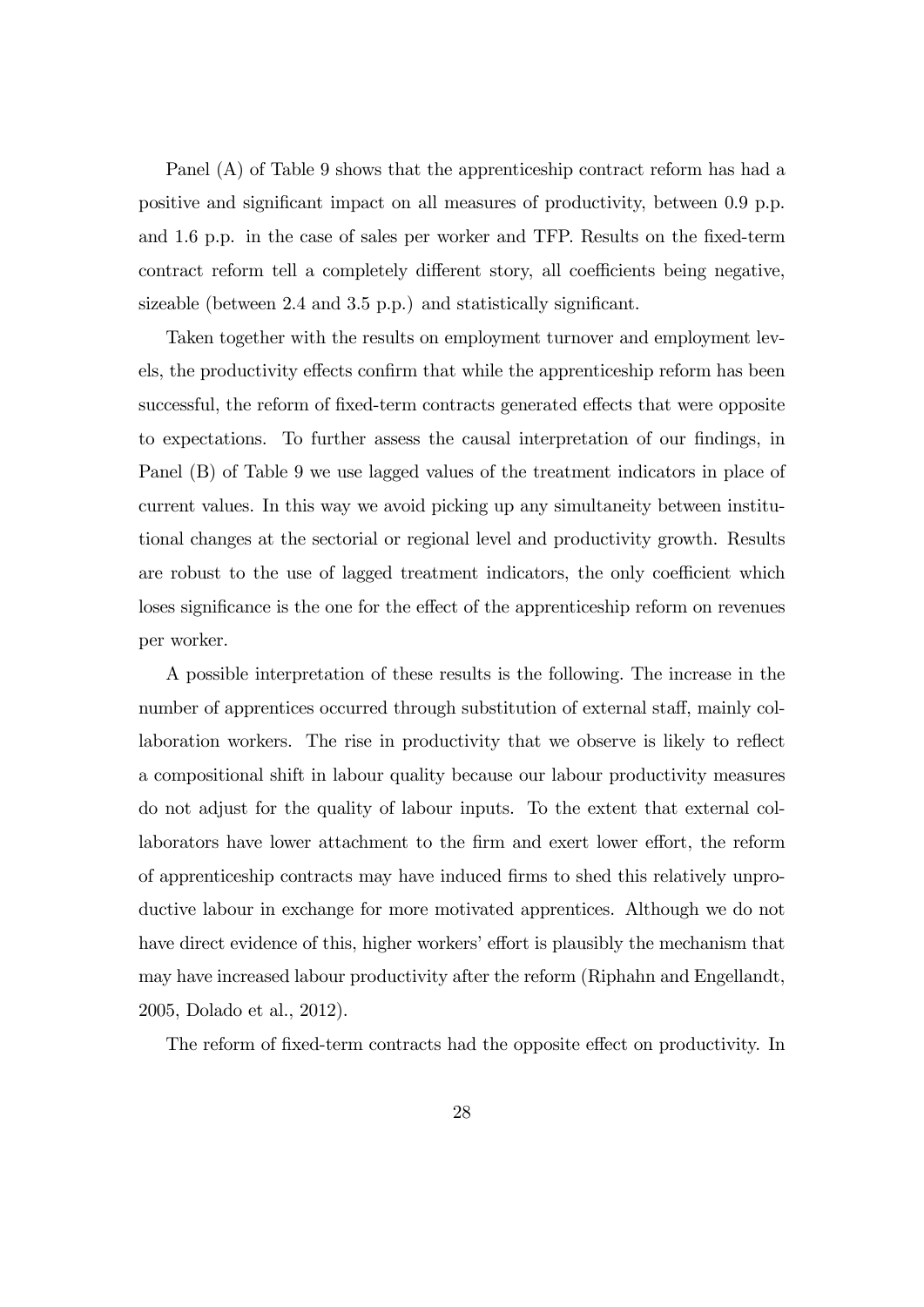Panel (A) of Table 9 shows that the apprenticeship contract reform has had a positive and significant impact on all measures of productivity, between 0.9 p.p. and 1.6 p.p. in the case of sales per worker and TFP. Results on the fixed-term contract reform tell a completely different story, all coefficients being negative, sizeable (between 2.4 and 3.5 p.p.) and statistically significant.

Taken together with the results on employment turnover and employment levels, the productivity effects confirm that while the apprenticeship reform has been successful, the reform of fixed-term contracts generated effects that were opposite to expectations. To further assess the causal interpretation of our findings, in Panel (B) of Table 9 we use lagged values of the treatment indicators in place of current values. In this way we avoid picking up any simultaneity between institutional changes at the sectorial or regional level and productivity growth. Results are robust to the use of lagged treatment indicators, the only coefficient which loses significance is the one for the effect of the apprenticeship reform on revenues per worker.

A possible interpretation of these results is the following. The increase in the number of apprentices occurred through substitution of external staff, mainly collaboration workers. The rise in productivity that we observe is likely to reflect a compositional shift in labour quality because our labour productivity measures do not adjust for the quality of labour inputs. To the extent that external collaborators have lower attachment to the firm and exert lower effort, the reform of apprenticeship contracts may have induced firms to shed this relatively unproductive labour in exchange for more motivated apprentices. Although we do not have direct evidence of this, higher workers' effort is plausibly the mechanism that may have increased labour productivity after the reform (Riphahn and Engellandt, 2005, Dolado et al., 2012).

The reform of fixed-term contracts had the opposite effect on productivity. In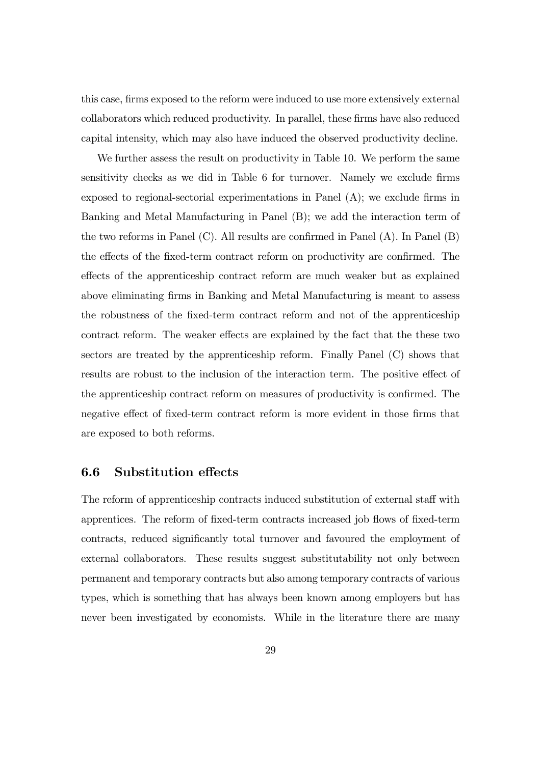this case, firms exposed to the reform were induced to use more extensively external collaborators which reduced productivity. In parallel, these firms have also reduced capital intensity, which may also have induced the observed productivity decline.

We further assess the result on productivity in Table 10. We perform the same sensitivity checks as we did in Table 6 for turnover. Namely we exclude firms exposed to regional-sectorial experimentations in Panel (A); we exclude firms in Banking and Metal Manufacturing in Panel (B); we add the interaction term of the two reforms in Panel (C). All results are confirmed in Panel (A). In Panel (B) the effects of the fixed-term contract reform on productivity are confirmed. The effects of the apprenticeship contract reform are much weaker but as explained above eliminating firms in Banking and Metal Manufacturing is meant to assess the robustness of the fixed-term contract reform and not of the apprenticeship contract reform. The weaker effects are explained by the fact that the these two sectors are treated by the apprenticeship reform. Finally Panel (C) shows that results are robust to the inclusion of the interaction term. The positive effect of the apprenticeship contract reform on measures of productivity is confirmed. The negative effect of fixed-term contract reform is more evident in those firms that are exposed to both reforms.

## 6.6 Substitution effects

The reform of apprenticeship contracts induced substitution of external staff with apprentices. The reform of fixed-term contracts increased job flows of fixed-term contracts, reduced significantly total turnover and favoured the employment of external collaborators. These results suggest substitutability not only between permanent and temporary contracts but also among temporary contracts of various types, which is something that has always been known among employers but has never been investigated by economists. While in the literature there are many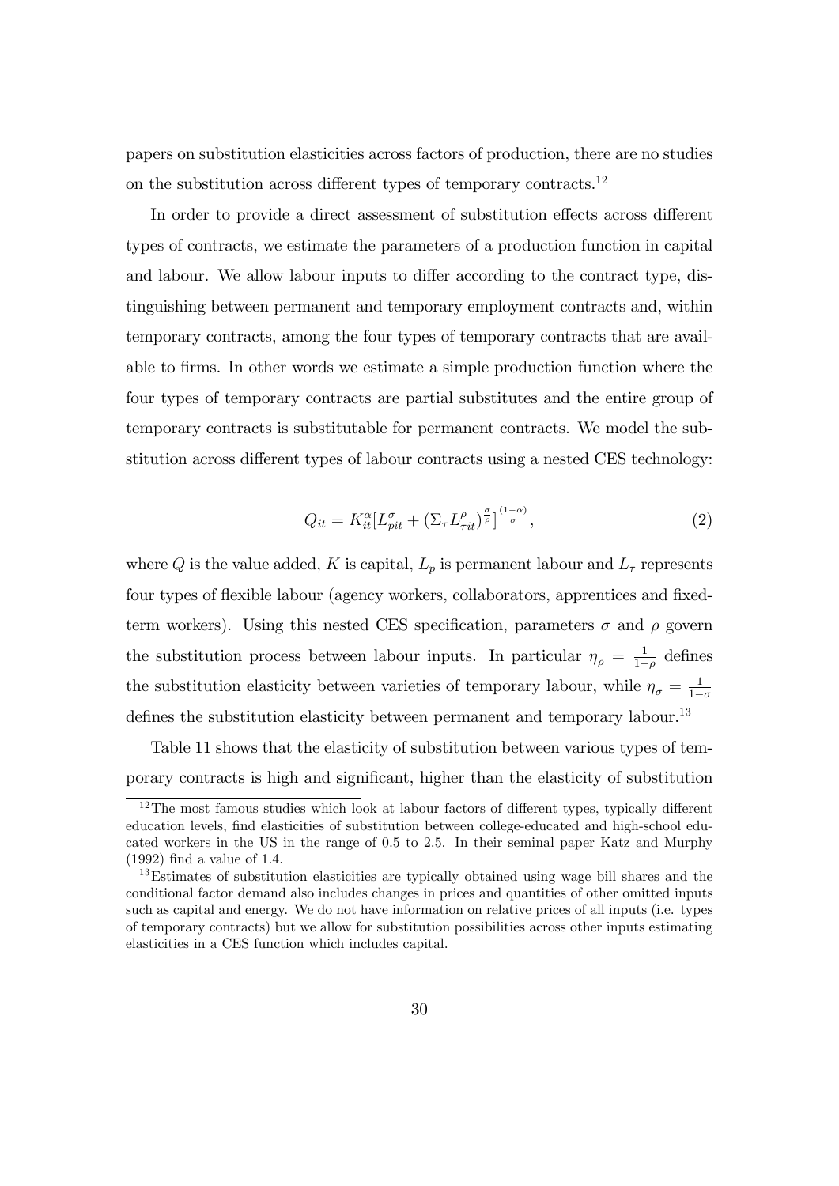papers on substitution elasticities across factors of production, there are no studies on the substitution across different types of temporary contracts.[12]

In order to provide a direct assessment of substitution effects across different types of contracts, we estimate the parameters of a production function in capital and labour. We allow labour inputs to differ according to the contract type, distinguishing between permanent and temporary employment contracts and, within temporary contracts, among the four types of temporary contracts that are available to firms. In other words we estimate a simple production function where the four types of temporary contracts are partial substitutes and the entire group of temporary contracts is substitutable for permanent contracts. We model the substitution across different types of labour contracts using a nested CES technology:

$$Q_{it} = K_{it}^{\alpha}[L_{pit}^{\sigma} + (\Sigma_{\tau} L_{\tau it}^{\rho})^{\frac{\sigma}{\rho}}]^{\frac{(1-\alpha)}{\sigma}}, \tag{2}$$

where $Q$ is the value added, $K$ is capital, $L_p$ is permanent labour and $L_\tau$ represents four types of flexible labour (agency workers, collaborators, apprentices and fixed-term workers). Using this nested CES specification, parameters $\sigma$ and $\rho$ govern the substitution process between labour inputs. In particular $\eta_\rho = \frac{1}{1-\rho}$ defines the substitution elasticity between varieties of temporary labour, while $\eta_\sigma = \frac{1}{1-\sigma}$ defines the substitution elasticity between permanent and temporary labour.[13]

Table 11 shows that the elasticity of substitution between various types of temporary contracts is high and significant, higher than the elasticity of substitution

[12] The most famous studies which look at labour factors of different types, typically different education levels, find elasticities of substitution between college-educated and high-school educated workers in the US in the range of 0.5 to 2.5. In their seminal paper Katz and Murphy (1992) find a value of 1.4.

[13] Estimates of substitution elasticities are typically obtained using wage bill shares and the conditional factor demand also includes changes in prices and quantities of other omitted inputs such as capital and energy. We do not have information on relative prices of all inputs (i.e. types of temporary contracts) but we allow for substitution possibilities across other inputs estimating elasticities in a CES function which includes capital.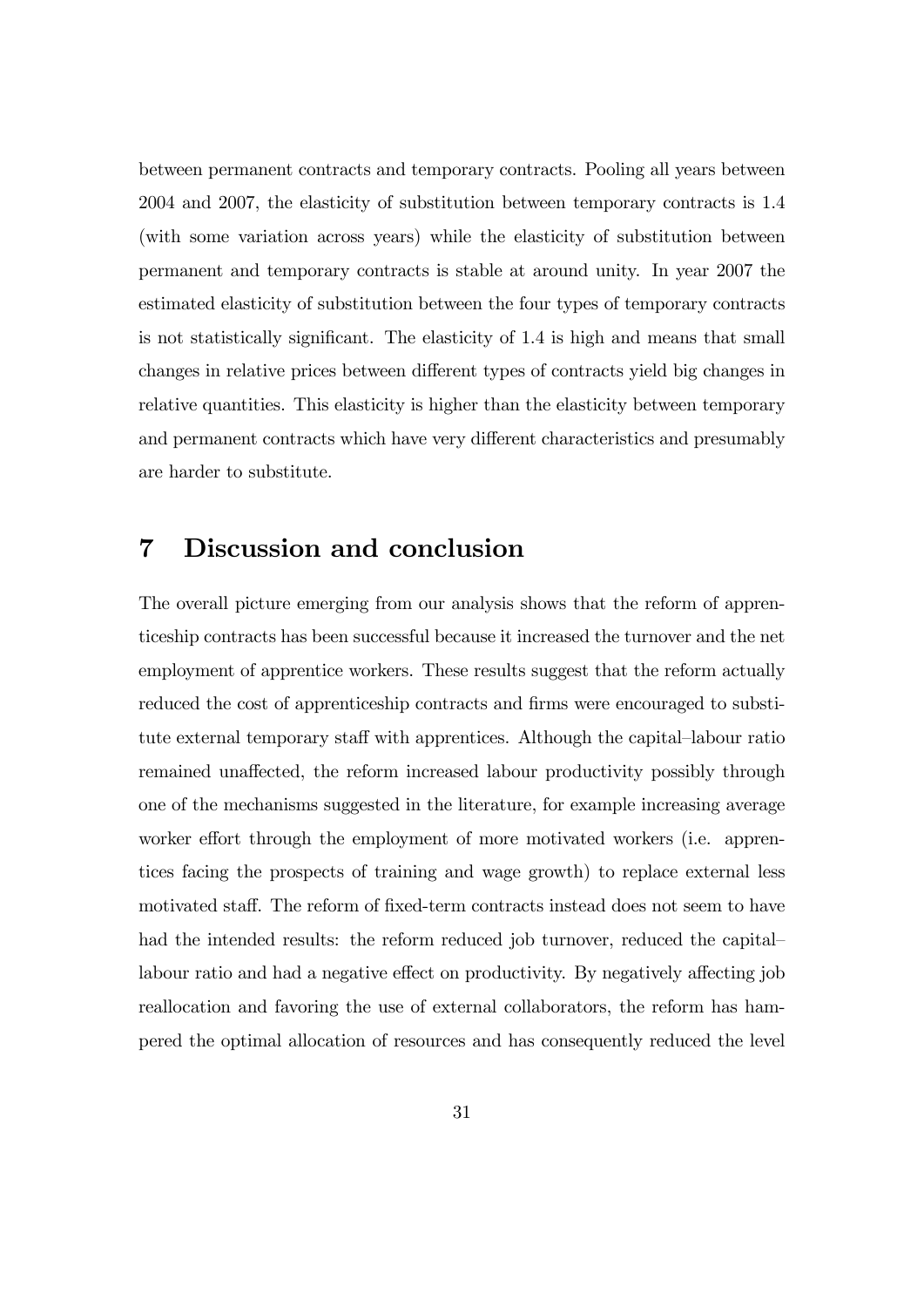between permanent contracts and temporary contracts. Pooling all years between 2004 and 2007, the elasticity of substitution between temporary contracts is 1.4 (with some variation across years) while the elasticity of substitution between permanent and temporary contracts is stable at around unity. In year 2007 the estimated elasticity of substitution between the four types of temporary contracts is not statistically significant. The elasticity of 1.4 is high and means that small changes in relative prices between different types of contracts yield big changes in relative quantities. This elasticity is higher than the elasticity between temporary and permanent contracts which have very different characteristics and presumably are harder to substitute.

# 7 Discussion and conclusion

The overall picture emerging from our analysis shows that the reform of apprenticeship contracts has been successful because it increased the turnover and the net employment of apprentice workers. These results suggest that the reform actually reduced the cost of apprenticeship contracts and firms were encouraged to substitute external temporary staff with apprentices. Although the capital–labour ratio remained unaffected, the reform increased labour productivity possibly through one of the mechanisms suggested in the literature, for example increasing average worker effort through the employment of more motivated workers (i.e. apprentices facing the prospects of training and wage growth) to replace external less motivated staff. The reform of fixed-term contracts instead does not seem to have had the intended results: the reform reduced job turnover, reduced the capital–labour ratio and had a negative effect on productivity. By negatively affecting job reallocation and favoring the use of external collaborators, the reform has hampered the optimal allocation of resources and has consequently reduced the level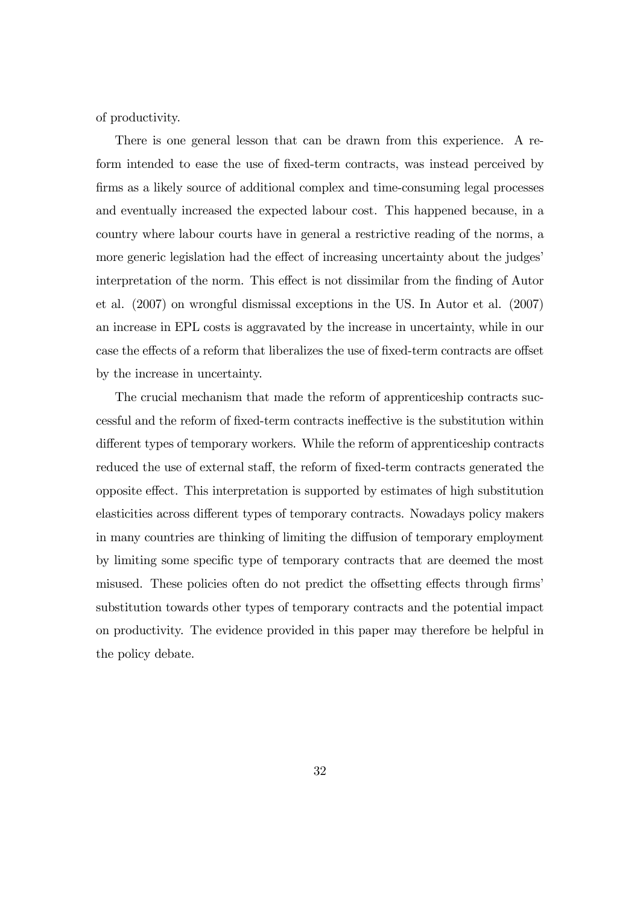of productivity.

There is one general lesson that can be drawn from this experience. A reform intended to ease the use of fixed-term contracts, was instead perceived by firms as a likely source of additional complex and time-consuming legal processes and eventually increased the expected labour cost. This happened because, in a country where labour courts have in general a restrictive reading of the norms, a more generic legislation had the effect of increasing uncertainty about the judges' interpretation of the norm. This effect is not dissimilar from the finding of Autor et al. (2007) on wrongful dismissal exceptions in the US. In Autor et al. (2007) an increase in EPL costs is aggravated by the increase in uncertainty, while in our case the effects of a reform that liberalizes the use of fixed-term contracts are offset by the increase in uncertainty.

The crucial mechanism that made the reform of apprenticeship contracts successful and the reform of fixed-term contracts ineffective is the substitution within different types of temporary workers. While the reform of apprenticeship contracts reduced the use of external staff, the reform of fixed-term contracts generated the opposite effect. This interpretation is supported by estimates of high substitution elasticities across different types of temporary contracts. Nowadays policy makers in many countries are thinking of limiting the diffusion of temporary employment by limiting some specific type of temporary contracts that are deemed the most misused. These policies often do not predict the offsetting effects through firms' substitution towards other types of temporary contracts and the potential impact on productivity. The evidence provided in this paper may therefore be helpful in the policy debate.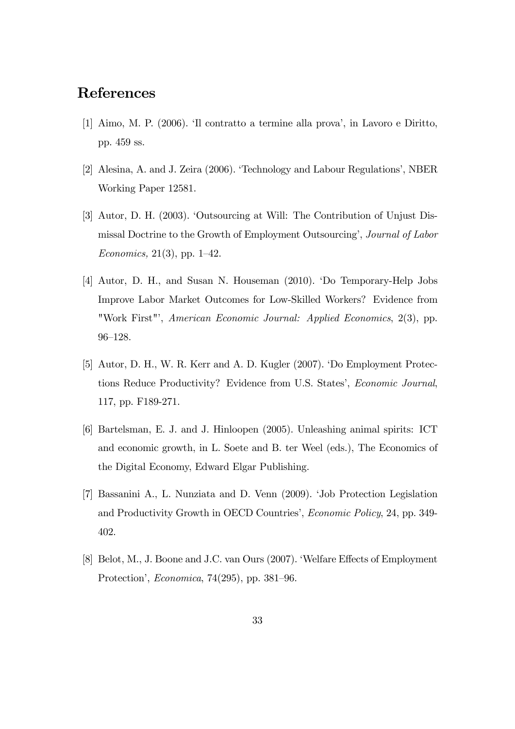# References

[1] Aimo, M. P. (2006). 'Il contratto a termine alla prova', in Lavoro e Diritto, pp. 459 ss.

[2] Alesina, A. and J. Zeira (2006). 'Technology and Labour Regulations', NBER Working Paper 12581.

[3] Autor, D. H. (2003). 'Outsourcing at Will: The Contribution of Unjust Dismissal Doctrine to the Growth of Employment Outsourcing', *Journal of Labor Economics,* 21(3), pp. 1–42.

[4] Autor, D. H., and Susan N. Houseman (2010). 'Do Temporary-Help Jobs Improve Labor Market Outcomes for Low-Skilled Workers? Evidence from "Work First"', *American Economic Journal: Applied Economics*, 2(3), pp. 96–128.

[5] Autor, D. H., W. R. Kerr and A. D. Kugler (2007). 'Do Employment Protections Reduce Productivity? Evidence from U.S. States', *Economic Journal*, 117, pp. F189-271.

[6] Bartelsman, E. J. and J. Hinloopen (2005). Unleashing animal spirits: ICT and economic growth, in L. Soete and B. ter Weel (eds.), The Economics of the Digital Economy, Edward Elgar Publishing.

[7] Bassanini A., L. Nunziata and D. Venn (2009). 'Job Protection Legislation and Productivity Growth in OECD Countries', *Economic Policy*, 24, pp. 349-402.

[8] Belot, M., J. Boone and J.C. van Ours (2007). 'Welfare Effects of Employment Protection', *Economica*, 74(295), pp. 381–96.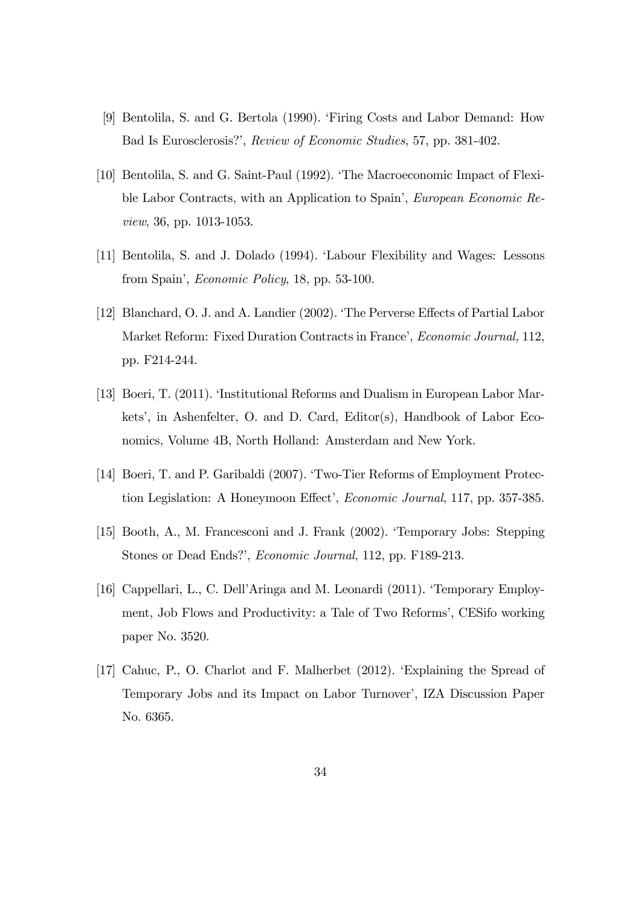[9] Bentolila, S. and G. Bertola (1990). 'Firing Costs and Labor Demand: How Bad Is Eurosclerosis?', *Review of Economic Studies*, 57, pp. 381-402.

[10] Bentolila, S. and G. Saint-Paul (1992). 'The Macroeconomic Impact of Flexible Labor Contracts, with an Application to Spain', *European Economic Review*, 36, pp. 1013-1053.

[11] Bentolila, S. and J. Dolado (1994). 'Labour Flexibility and Wages: Lessons from Spain', *Economic Policy*, 18, pp. 53-100.

[12] Blanchard, O. J. and A. Landier (2002). 'The Perverse Effects of Partial Labor Market Reform: Fixed Duration Contracts in France', *Economic Journal,* 112, pp. F214-244.

[13] Boeri, T. (2011). 'Institutional Reforms and Dualism in European Labor Markets', in Ashenfelter, O. and D. Card, Editor(s), Handbook of Labor Economics, Volume 4B, North Holland: Amsterdam and New York.

[14] Boeri, T. and P. Garibaldi (2007). 'Two-Tier Reforms of Employment Protection Legislation: A Honeymoon Effect', *Economic Journal*, 117, pp. 357-385.

[15] Booth, A., M. Francesconi and J. Frank (2002). 'Temporary Jobs: Stepping Stones or Dead Ends?', *Economic Journal*, 112, pp. F189-213.

[16] Cappellari, L., C. Dell'Aringa and M. Leonardi (2011). 'Temporary Employment, Job Flows and Productivity: a Tale of Two Reforms', CESifo working paper No. 3520.

[17] Cahuc, P., O. Charlot and F. Malherbet (2012). 'Explaining the Spread of Temporary Jobs and its Impact on Labor Turnover', IZA Discussion Paper No. 6365.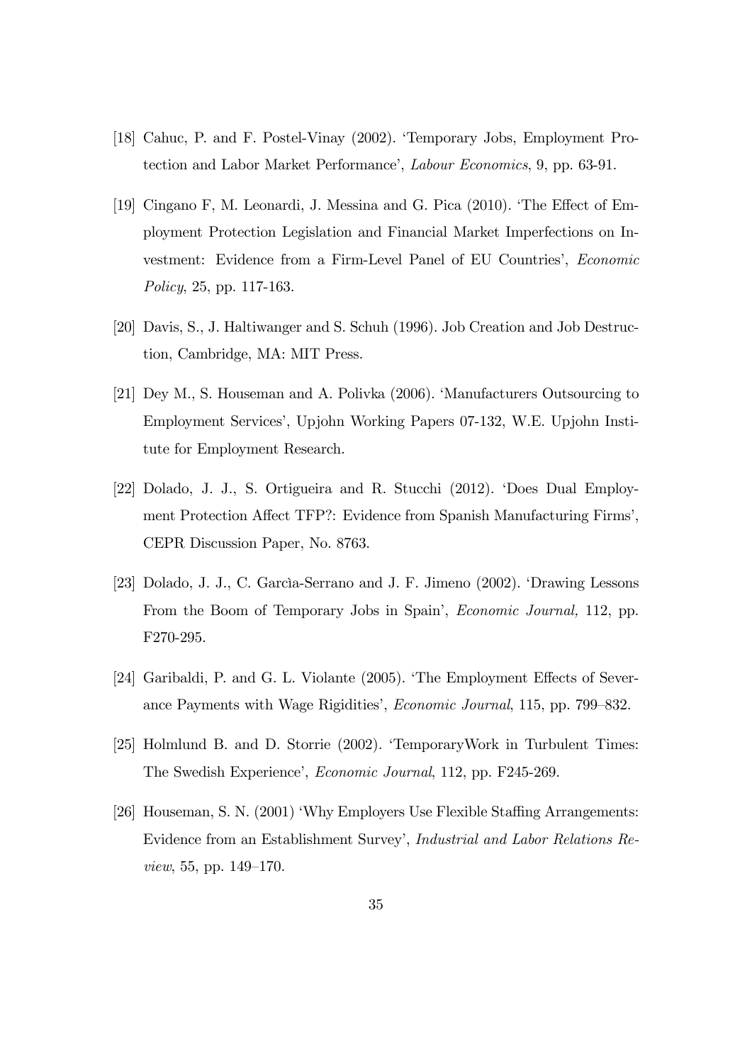[18] Cahuc, P. and F. Postel-Vinay (2002). 'Temporary Jobs, Employment Protection and Labor Market Performance', *Labour Economics*, 9, pp. 63-91.

[19] Cingano F, M. Leonardi, J. Messina and G. Pica (2010). 'The Effect of Employment Protection Legislation and Financial Market Imperfections on Investment: Evidence from a Firm-Level Panel of EU Countries', *Economic Policy*, 25, pp. 117-163.

[20] Davis, S., J. Haltiwanger and S. Schuh (1996). Job Creation and Job Destruction, Cambridge, MA: MIT Press.

[21] Dey M., S. Houseman and A. Polivka (2006). 'Manufacturers Outsourcing to Employment Services', Upjohn Working Papers 07-132, W.E. Upjohn Institute for Employment Research.

[22] Dolado, J. J., S. Ortigueira and R. Stucchi (2012). 'Does Dual Employment Protection Affect TFP?: Evidence from Spanish Manufacturing Firms', CEPR Discussion Paper, No. 8763.

[23] Dolado, J. J., C. Garcìa-Serrano and J. F. Jimeno (2002). 'Drawing Lessons From the Boom of Temporary Jobs in Spain', *Economic Journal,* 112, pp. F270-295.

[24] Garibaldi, P. and G. L. Violante (2005). 'The Employment Effects of Severance Payments with Wage Rigidities', *Economic Journal*, 115, pp. 799–832.

[25] Holmlund B. and D. Storrie (2002). 'TemporaryWork in Turbulent Times: The Swedish Experience', *Economic Journal*, 112, pp. F245-269.

[26] Houseman, S. N. (2001) 'Why Employers Use Flexible Staffing Arrangements: Evidence from an Establishment Survey', *Industrial and Labor Relations Review*, 55, pp. 149–170.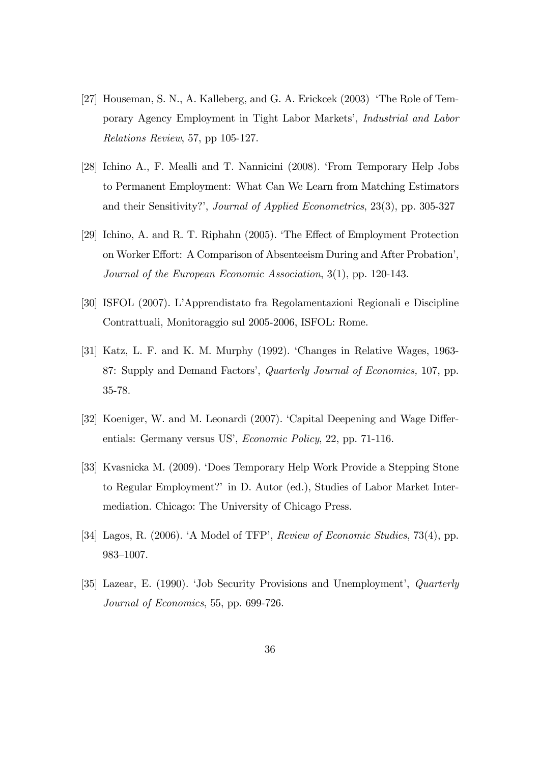[27] Houseman, S. N., A. Kalleberg, and G. A. Erickcek (2003) 'The Role of Temporary Agency Employment in Tight Labor Markets', *Industrial and Labor Relations Review*, 57, pp 105-127.

[28] Ichino A., F. Mealli and T. Nannicini (2008). 'From Temporary Help Jobs to Permanent Employment: What Can We Learn from Matching Estimators and their Sensitivity?', *Journal of Applied Econometrics*, 23(3), pp. 305-327

[29] Ichino, A. and R. T. Riphahn (2005). 'The Effect of Employment Protection on Worker Effort: A Comparison of Absenteeism During and After Probation', *Journal of the European Economic Association*, 3(1), pp. 120-143.

[30] ISFOL (2007). L'Apprendistato fra Regolamentazioni Regionali e Discipline Contrattuali, Monitoraggio sul 2005-2006, ISFOL: Rome.

[31] Katz, L. F. and K. M. Murphy (1992). 'Changes in Relative Wages, 1963-87: Supply and Demand Factors', *Quarterly Journal of Economics,* 107, pp. 35-78.

[32] Koeniger, W. and M. Leonardi (2007). 'Capital Deepening and Wage Differentials: Germany versus US', *Economic Policy*, 22, pp. 71-116.

[33] Kvasnicka M. (2009). 'Does Temporary Help Work Provide a Stepping Stone to Regular Employment?' in D. Autor (ed.), Studies of Labor Market Intermediation. Chicago: The University of Chicago Press.

[34] Lagos, R. (2006). 'A Model of TFP', *Review of Economic Studies*, 73(4), pp. 983–1007.

[35] Lazear, E. (1990). 'Job Security Provisions and Unemployment', *Quarterly Journal of Economics*, 55, pp. 699-726.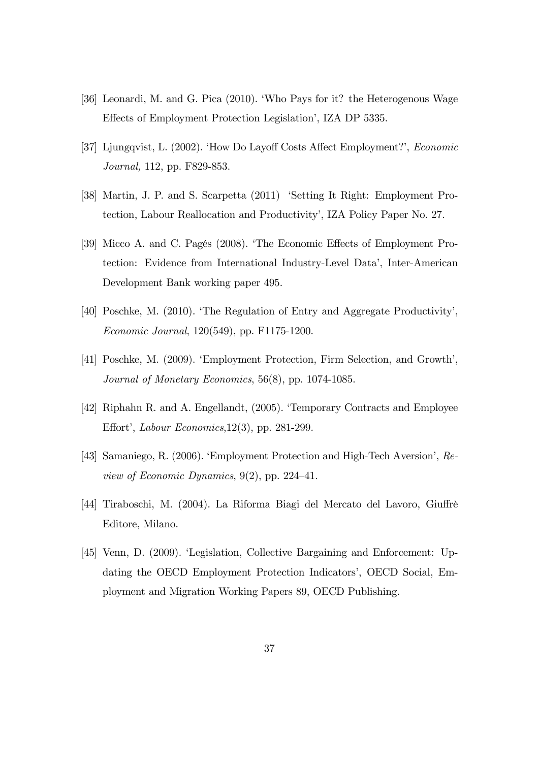[36] Leonardi, M. and G. Pica (2010). 'Who Pays for it? the Heterogenous Wage Effects of Employment Protection Legislation', IZA DP 5335.

[37] Ljungqvist, L. (2002). 'How Do Layoff Costs Affect Employment?', *Economic Journal,* 112, pp. F829-853.

[38] Martin, J. P. and S. Scarpetta (2011) 'Setting It Right: Employment Protection, Labour Reallocation and Productivity', IZA Policy Paper No. 27.

[39] Micco A. and C. Pagés (2008). 'The Economic Effects of Employment Protection: Evidence from International Industry-Level Data', Inter-American Development Bank working paper 495.

[40] Poschke, M. (2010). 'The Regulation of Entry and Aggregate Productivity', *Economic Journal*, 120(549), pp. F1175-1200.

[41] Poschke, M. (2009). 'Employment Protection, Firm Selection, and Growth', *Journal of Monetary Economics*, 56(8), pp. 1074-1085.

[42] Riphahn R. and A. Engellandt, (2005). 'Temporary Contracts and Employee Effort', *Labour Economics*,12(3), pp. 281-299.

[43] Samaniego, R. (2006). 'Employment Protection and High-Tech Aversion', *Review of Economic Dynamics*, 9(2), pp. 224–41.

[44] Tiraboschi, M. (2004). La Riforma Biagi del Mercato del Lavoro, Giuffrè Editore, Milano.

[45] Venn, D. (2009). 'Legislation, Collective Bargaining and Enforcement: Updating the OECD Employment Protection Indicators', OECD Social, Employment and Migration Working Papers 89, OECD Publishing.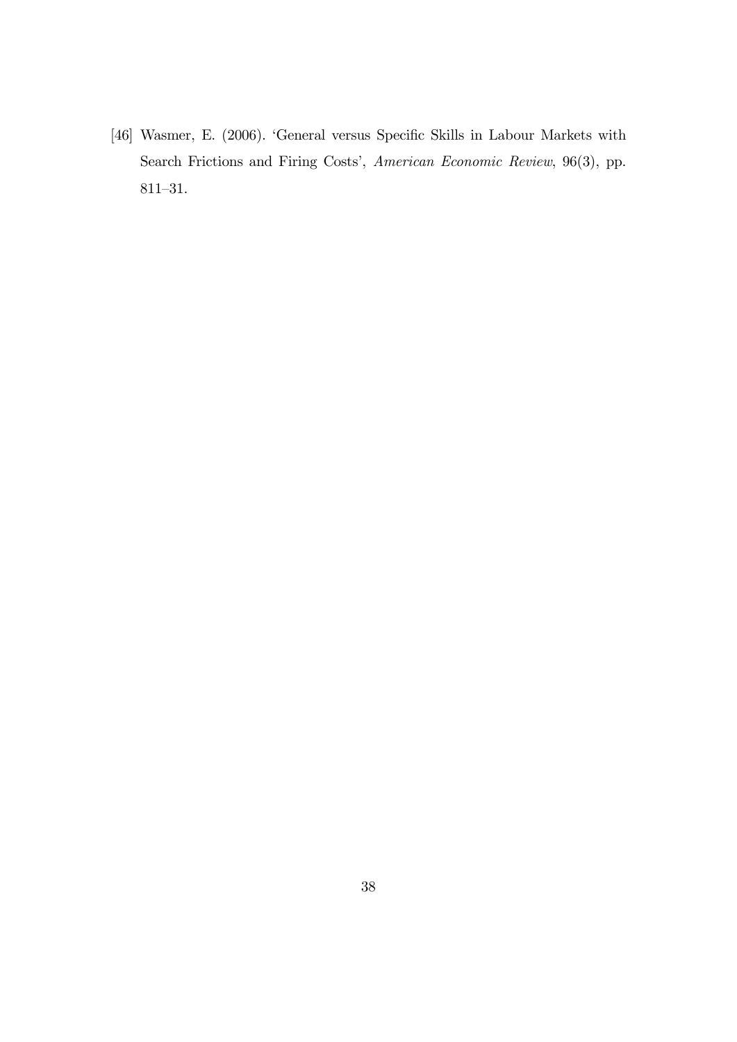[46] Wasmer, E. (2006). 'General versus Specific Skills in Labour Markets with Search Frictions and Firing Costs', *American Economic Review*, 96(3), pp. 811–31.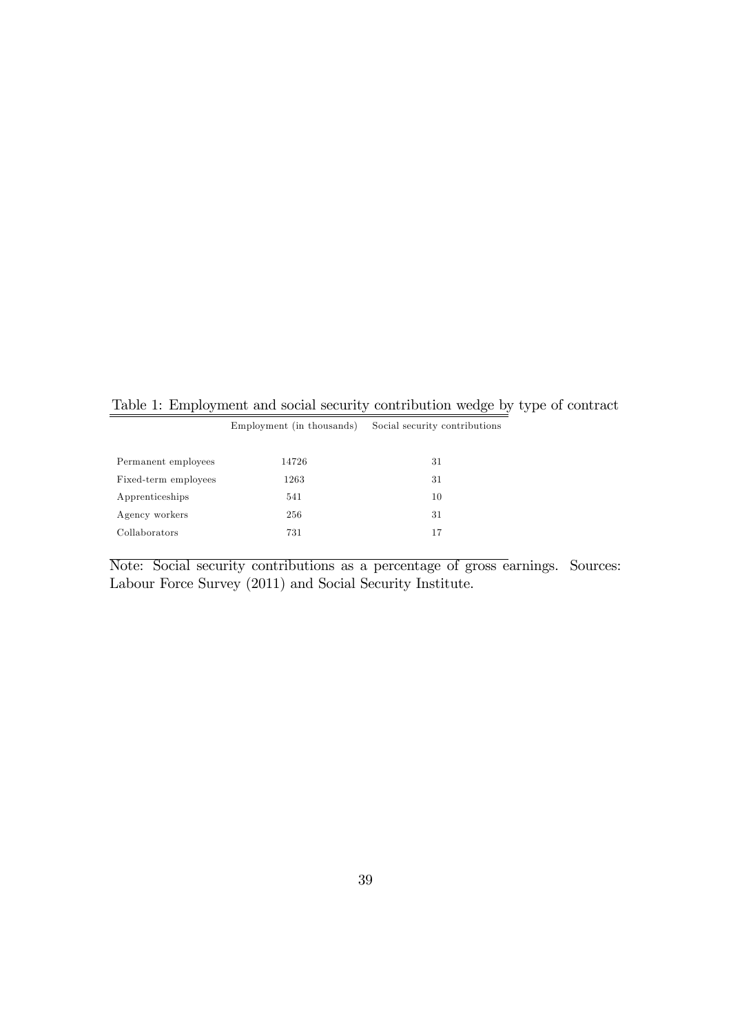Table 1: Employment and social security contribution wedge by type of contract

| | Employment (in thousands) | Social security contributions |
|---|---|---|
| Permanent employees | 14726 | 31 |
| Fixed-term employees | 1263 | 31 |
| Apprenticeships | 541 | 10 |
| Agency workers | 256 | 31 |
| Collaborators | 731 | 17 |

Note: Social security contributions as a percentage of gross earnings. Sources: Labour Force Survey (2011) and Social Security Institute.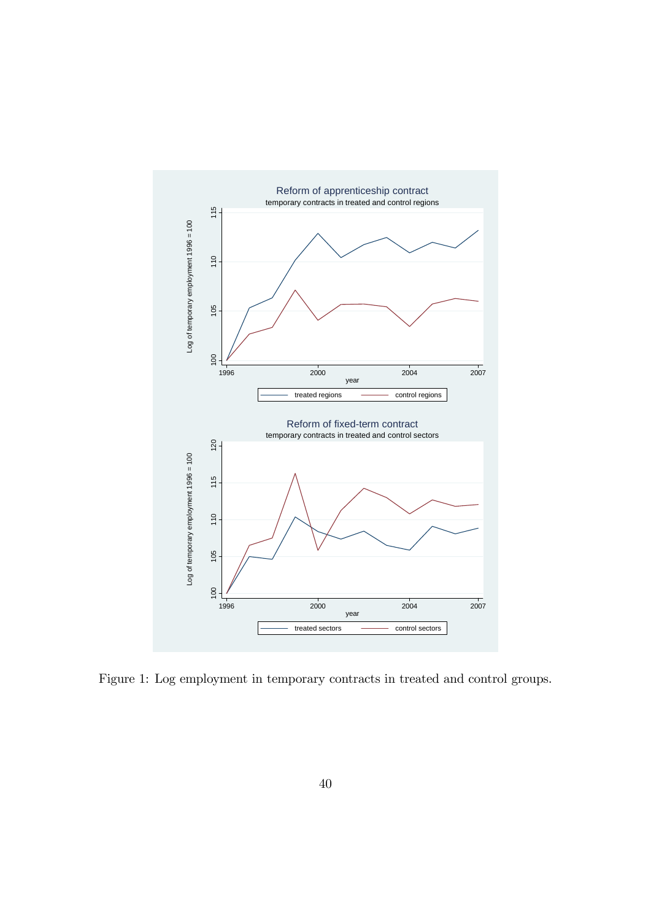Figure 1: Log employment in temporary contracts in treated and control groups.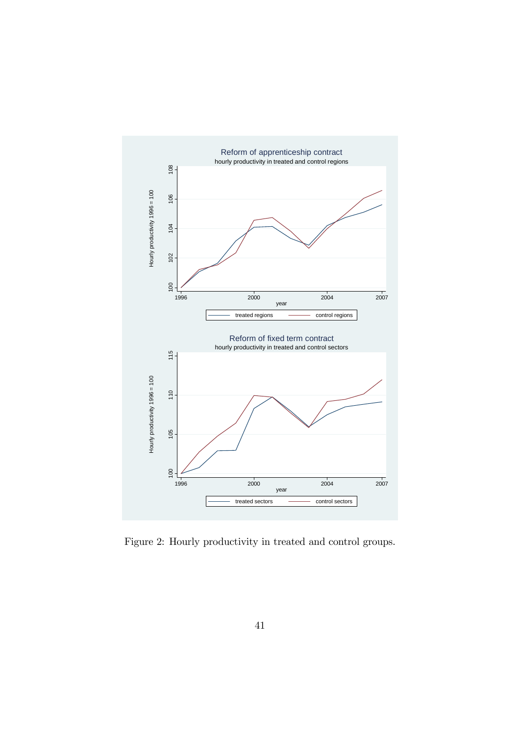Figure 2: Hourly productivity in treated and control groups.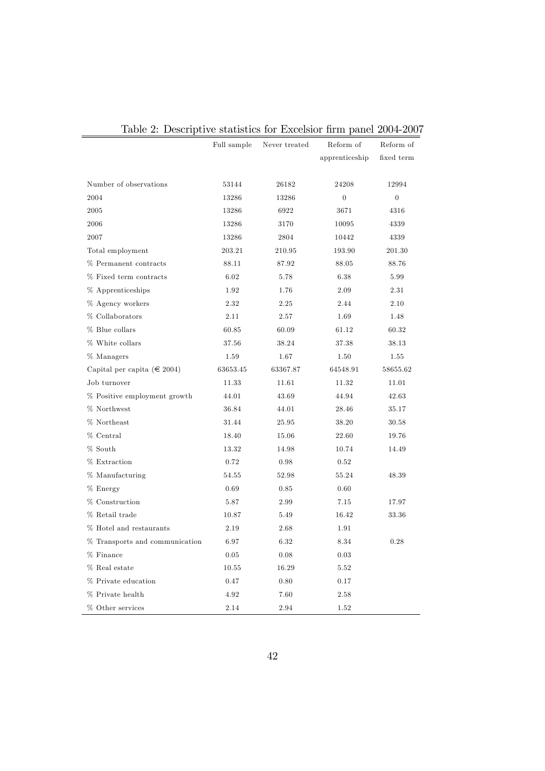Table 2: Descriptive statistics for Excelsior firm panel 2004-2007

| | Full sample | Never treated | Reform of apprenticeship | Reform of fixed term |
|---|---|---|---|---|
| Number of observations | 53144 | 26182 | 24208 | 12994 |
| 2004 | 13286 | 13286 | 0 | 0 |
| 2005 | 13286 | 6922 | 3671 | 4316 |
| 2006 | 13286 | 3170 | 10095 | 4339 |
| 2007 | 13286 | 2804 | 10442 | 4339 |
| Total employment | 203.21 | 210.95 | 193.90 | 201.30 |
| % Permanent contracts | 88.11 | 87.92 | 88.05 | 88.76 |
| % Fixed term contracts | 6.02 | 5.78 | 6.38 | 5.99 |
| % Apprenticeships | 1.92 | 1.76 | 2.09 | 2.31 |
| % Agency workers | 2.32 | 2.25 | 2.44 | 2.10 |
| % Collaborators | 2.11 | 2.57 | 1.69 | 1.48 |
| % Blue collars | 60.85 | 60.09 | 61.12 | 60.32 |
| % White collars | 37.56 | 38.24 | 37.38 | 38.13 |
| % Managers | 1.59 | 1.67 | 1.50 | 1.55 |
| Capital per capita (€ 2004) | 63653.45 | 63367.87 | 64548.91 | 58655.62 |
| Job turnover | 11.33 | 11.61 | 11.32 | 11.01 |
| % Positive employment growth | 44.01 | 43.69 | 44.94 | 42.63 |
| % Northwest | 36.84 | 44.01 | 28.46 | 35.17 |
| % Northeast | 31.44 | 25.95 | 38.20 | 30.58 |
| % Central | 18.40 | 15.06 | 22.60 | 19.76 |
| % South | 13.32 | 14.98 | 10.74 | 14.49 |
| % Extraction | 0.72 | 0.98 | 0.52 | |
| % Manufacturing | 54.55 | 52.98 | 55.24 | 48.39 |
| % Energy | 0.69 | 0.85 | 0.60 | |
| % Construction | 5.87 | 2.99 | 7.15 | 17.97 |
| % Retail trade | 10.87 | 5.49 | 16.42 | 33.36 |
| % Hotel and restaurants | 2.19 | 2.68 | 1.91 | |
| % Transports and communication | 6.97 | 6.32 | 8.34 | 0.28 |
| % Finance | 0.05 | 0.08 | 0.03 | |
| % Real estate | 10.55 | 16.29 | 5.52 | |
| % Private education | 0.47 | 0.80 | 0.17 | |
| % Private health | 4.92 | 7.60 | 2.58 | |
| % Other services | 2.14 | 2.94 | 1.52 | |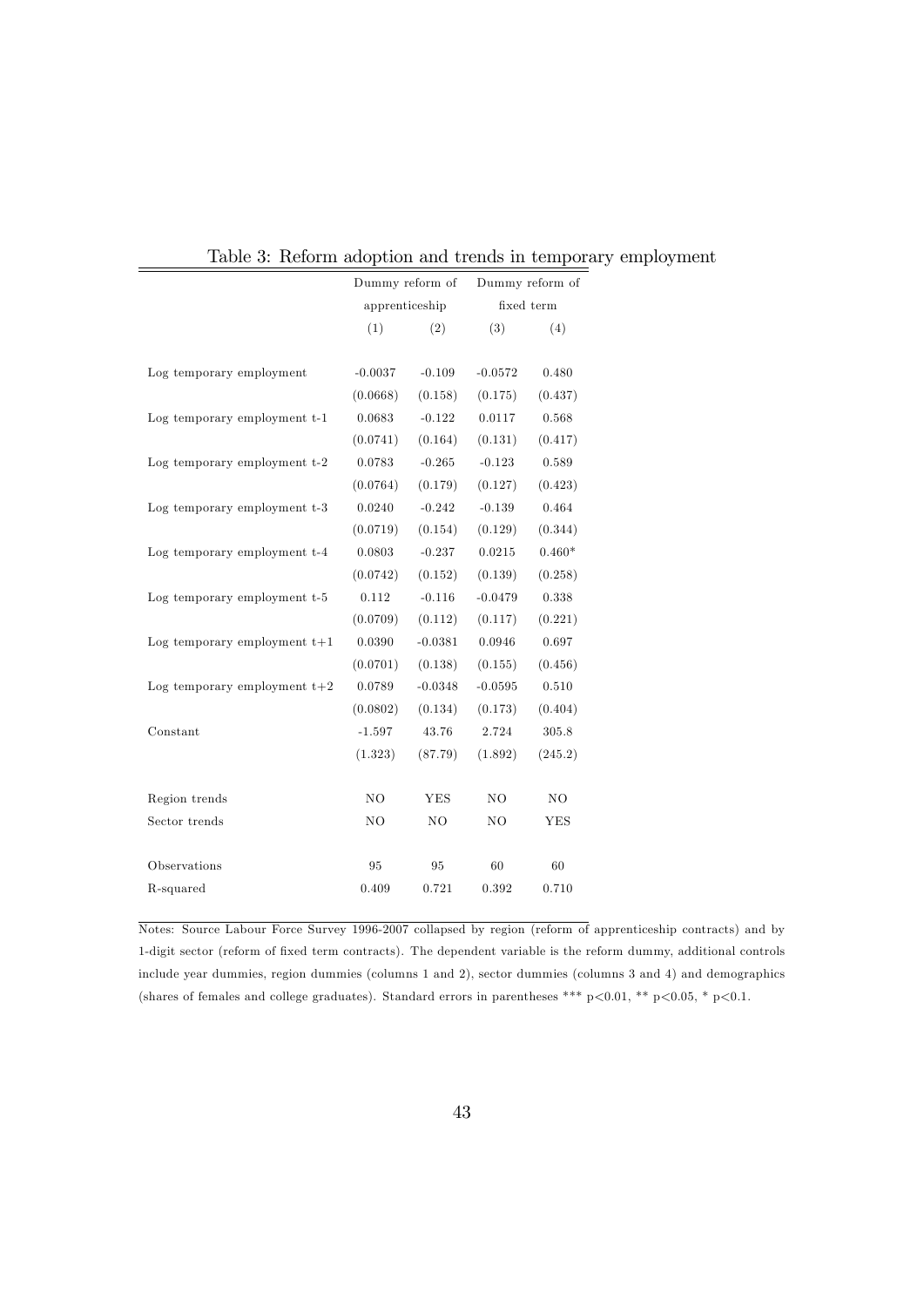Table 3: Reform adoption and trends in temporary employment

| | Dummy reform of apprenticeship | | Dummy reform of fixed term | |
|---|---|---|---|---|
| | (1) | (2) | (3) | (4) |
| Log temporary employment | -0.0037 | -0.109 | -0.0572 | 0.480 |
| | (0.0668) | (0.158) | (0.175) | (0.437) |
| Log temporary employment t-1 | 0.0683 | -0.122 | 0.0117 | 0.568 |
| | (0.0741) | (0.164) | (0.131) | (0.417) |
| Log temporary employment t-2 | 0.0783 | -0.265 | -0.123 | 0.589 |
| | (0.0764) | (0.179) | (0.127) | (0.423) |
| Log temporary employment t-3 | 0.0240 | -0.242 | -0.139 | 0.464 |
| | (0.0719) | (0.154) | (0.129) | (0.344) |
| Log temporary employment t-4 | 0.0803 | -0.237 | 0.0215 | 0.460* |
| | (0.0742) | (0.152) | (0.139) | (0.258) |
| Log temporary employment t-5 | 0.112 | -0.116 | -0.0479 | 0.338 |
| | (0.0709) | (0.112) | (0.117) | (0.221) |
| Log temporary employment t+1 | 0.0390 | -0.0381 | 0.0946 | 0.697 |
| | (0.0701) | (0.138) | (0.155) | (0.456) |
| Log temporary employment t+2 | 0.0789 | -0.0348 | -0.0595 | 0.510 |
| | (0.0802) | (0.134) | (0.173) | (0.404) |
| Constant | -1.597 | 43.76 | 2.724 | 305.8 |
| | (1.323) | (87.79) | (1.892) | (245.2) |
| Region trends | NO | YES | NO | NO |
| Sector trends | NO | NO | NO | YES |
| Observations | 95 | 95 | 60 | 60 |
| R-squared | 0.409 | 0.721 | 0.392 | 0.710 |

Notes: Source Labour Force Survey 1996-2007 collapsed by region (reform of apprenticeship contracts) and by 1-digit sector (reform of fixed term contracts). The dependent variable is the reform dummy, additional controls include year dummies, region dummies (columns 1 and 2), sector dummies (columns 3 and 4) and demographics (shares of females and college graduates). Standard errors in parentheses *** $p<0.01$, ** $p<0.05$, * $p<0.1$.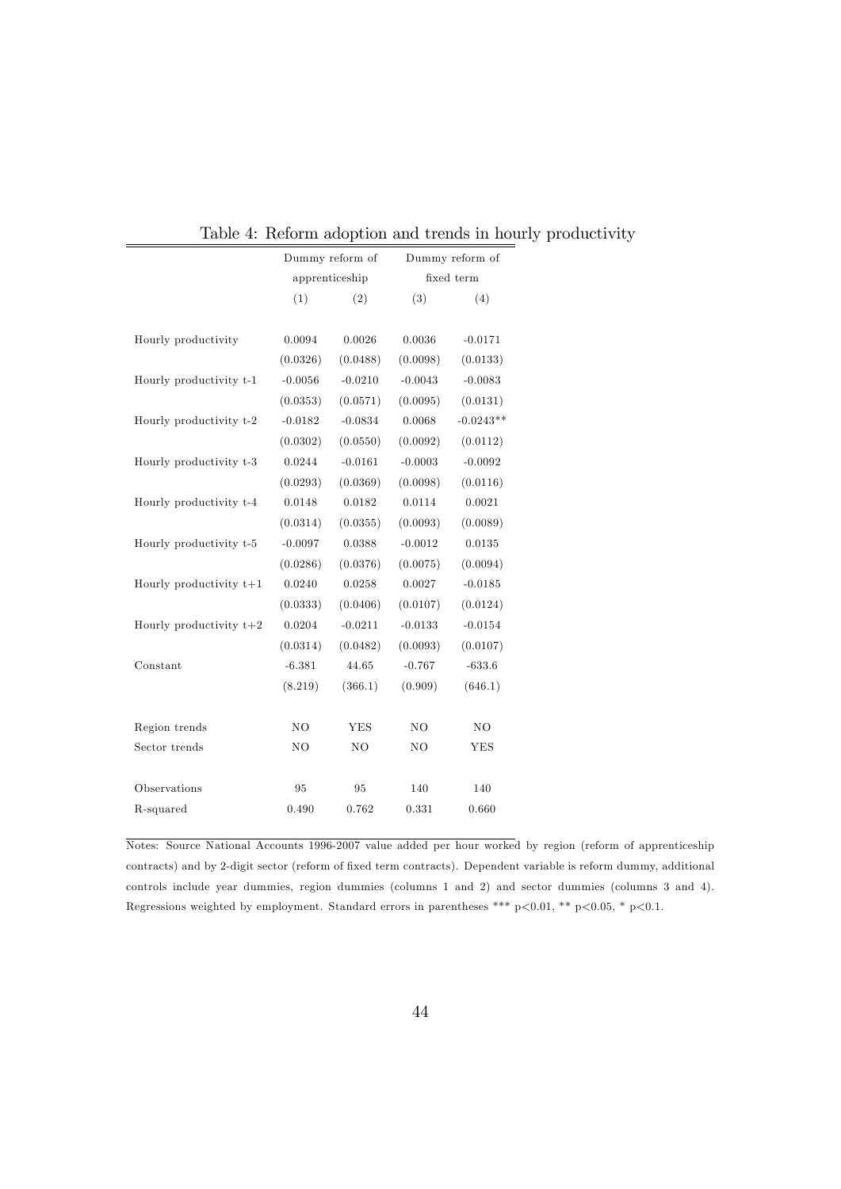Table 4: Reform adoption and trends in hourly productivity

| | Dummy reform of apprenticeship | | Dummy reform of fixed term | |
|---|---|---|---|---|
| | (1) | (2) | (3) | (4) |
| Hourly productivity | 0.0094 | 0.0026 | 0.0036 | -0.0171 |
| | (0.0326) | (0.0488) | (0.0098) | (0.0133) |
| Hourly productivity t-1 | -0.0056 | -0.0210 | -0.0043 | -0.0083 |
| | (0.0353) | (0.0571) | (0.0095) | (0.0131) |
| Hourly productivity t-2 | -0.0182 | -0.0834 | 0.0068 | -0.0243** |
| | (0.0302) | (0.0550) | (0.0092) | (0.0112) |
| Hourly productivity t-3 | 0.0244 | -0.0161 | -0.0003 | -0.0092 |
| | (0.0293) | (0.0369) | (0.0098) | (0.0116) |
| Hourly productivity t-4 | 0.0148 | 0.0182 | 0.0114 | 0.0021 |
| | (0.0314) | (0.0355) | (0.0093) | (0.0089) |
| Hourly productivity t-5 | -0.0097 | 0.0388 | -0.0012 | 0.0135 |
| | (0.0286) | (0.0376) | (0.0075) | (0.0094) |
| Hourly productivity t+1 | 0.0240 | 0.0258 | 0.0027 | -0.0185 |
| | (0.0333) | (0.0406) | (0.0107) | (0.0124) |
| Hourly productivity t+2 | 0.0204 | -0.0211 | -0.0133 | -0.0154 |
| | (0.0314) | (0.0482) | (0.0093) | (0.0107) |
| Constant | -6.381 | 44.65 | -0.767 | -633.6 |
| | (8.219) | (366.1) | (0.909) | (646.1) |
| Region trends | NO | YES | NO | NO |
| Sector trends | NO | NO | NO | YES |
| Observations | 95 | 95 | 140 | 140 |
| R-squared | 0.490 | 0.762 | 0.331 | 0.660 |

Notes: Source National Accounts 1996-2007 value added per hour worked by region (reform of apprenticeship contracts) and by 2-digit sector (reform of fixed term contracts). Dependent variable is reform dummy, additional controls include year dummies, region dummies (columns 1 and 2) and sector dummies (columns 3 and 4). Regressions weighted by employment. Standard errors in parentheses *** $p<0.01$, ** $p<0.05$, * $p<0.1$.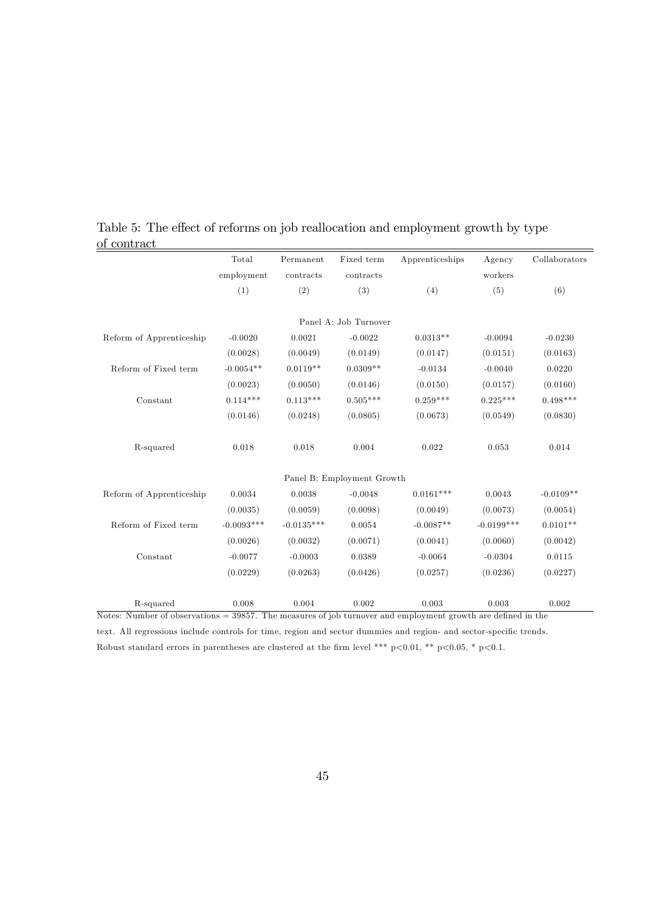Table 5: The effect of reforms on job reallocation and employment growth by type of contract

| | Total employment | Permanent contracts | Fixed term contracts | Apprenticeships | Agency workers | Collaborators |
|---|---|---|---|---|---|---|
| | (1) | (2) | (3) | (4) | (5) | (6) |
| | | | Panel A: Job Turnover | | | |
| Reform of Apprenticeship | -0.0020 | 0.0021 | -0.0022 | 0.0313** | -0.0094 | -0.0230 |
| | (0.0028) | (0.0049) | (0.0149) | (0.0147) | (0.0151) | (0.0163) |
| Reform of Fixed term | -0.0054** | 0.0119** | 0.0309** | -0.0134 | -0.0040 | 0.0220 |
| | (0.0023) | (0.0050) | (0.0146) | (0.0150) | (0.0157) | (0.0160) |
| Constant | 0.114*** | 0.113*** | 0.505*** | 0.259*** | 0.225*** | 0.498*** |
| | (0.0146) | (0.0248) | (0.0805) | (0.0673) | (0.0549) | (0.0830) |
| R-squared | 0.018 | 0.018 | 0.004 | 0.022 | 0.053 | 0.014 |
| | | | Panel B: Employment Growth | | | |
| Reform of Apprenticeship | 0.0034 | 0.0038 | -0.0048 | 0.0161*** | 0.0043 | -0.0109** |
| | (0.0035) | (0.0059) | (0.0098) | (0.0049) | (0.0073) | (0.0054) |
| Reform of Fixed term | -0.0093*** | -0.0135*** | 0.0054 | -0.0087** | -0.0199*** | 0.0101** |
| | (0.0026) | (0.0032) | (0.0071) | (0.0041) | (0.0060) | (0.0042) |
| Constant | -0.0077 | -0.0003 | 0.0389 | -0.0064 | -0.0304 | 0.0115 |
| | (0.0229) | (0.0263) | (0.0426) | (0.0257) | (0.0236) | (0.0227) |
| R-squared | 0.008 | 0.004 | 0.002 | 0.003 | 0.003 | 0.002 |

Notes: Number of observations = 39857. The measures of job turnover and employment growth are defined in the text. All regressions include controls for time, region and sector dummies and region- and sector-specific trends. Robust standard errors in parentheses are clustered at the firm level *** p<0.01, ** p<0.05, * p<0.1.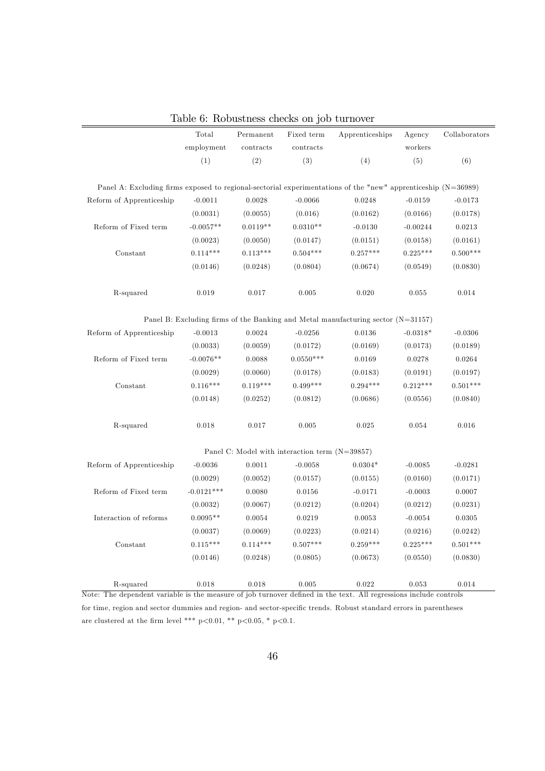Table 6: Robustness checks on job turnover

| | Total employment | Permanent contracts | Fixed term contracts | Apprenticeships | Agency workers | Collaborators |
|---|---|---|---|---|---|---|
| | (1) | (2) | (3) | (4) | (5) | (6) |
| Panel A: Excluding firms exposed to regional-sectorial experimentations of the "new" apprenticeship (N=36989) | | | | | | |
| Reform of Apprenticeship | -0.0011 | 0.0028 | -0.0066 | 0.0248 | -0.0159 | -0.0173 |
| | (0.0031) | (0.0055) | (0.016) | (0.0162) | (0.0166) | (0.0178) |
| Reform of Fixed term | -0.0057** | 0.0119** | 0.0310** | -0.0130 | -0.00244 | 0.0213 |
| | (0.0023) | (0.0050) | (0.0147) | (0.0151) | (0.0158) | (0.0161) |
| Constant | 0.114*** | 0.113*** | 0.504*** | 0.257*** | 0.225*** | 0.500*** |
| | (0.0146) | (0.0248) | (0.0804) | (0.0674) | (0.0549) | (0.0830) |
| R-squared | 0.019 | 0.017 | 0.005 | 0.020 | 0.055 | 0.014 |
| Panel B: Excluding firms of the Banking and Metal manufacturing sector (N=31157) | | | | | | |
| Reform of Apprenticeship | -0.0013 | 0.0024 | -0.0256 | 0.0136 | -0.0318* | -0.0306 |
| | (0.0033) | (0.0059) | (0.0172) | (0.0169) | (0.0173) | (0.0189) |
| Reform of Fixed term | -0.0076** | 0.0088 | 0.0550*** | 0.0169 | 0.0278 | 0.0264 |
| | (0.0029) | (0.0060) | (0.0178) | (0.0183) | (0.0191) | (0.0197) |
| Constant | 0.116*** | 0.119*** | 0.499*** | 0.294*** | 0.212*** | 0.501*** |
| | (0.0148) | (0.0252) | (0.0812) | (0.0686) | (0.0556) | (0.0840) |
| R-squared | 0.018 | 0.017 | 0.005 | 0.025 | 0.054 | 0.016 |
| Panel C: Model with interaction term (N=39857) | | | | | | |
| Reform of Apprenticeship | -0.0036 | 0.0011 | -0.0058 | 0.0304* | -0.0085 | -0.0281 |
| | (0.0029) | (0.0052) | (0.0157) | (0.0155) | (0.0160) | (0.0171) |
| Reform of Fixed term | -0.0121*** | 0.0080 | 0.0156 | -0.0171 | -0.0003 | 0.0007 |
| | (0.0032) | (0.0067) | (0.0212) | (0.0204) | (0.0212) | (0.0231) |
| Interaction of reforms | 0.0095** | 0.0054 | 0.0219 | 0.0053 | -0.0054 | 0.0305 |
| | (0.0037) | (0.0069) | (0.0223) | (0.0214) | (0.0216) | (0.0242) |
| Constant | 0.115*** | 0.114*** | 0.507*** | 0.259*** | 0.225*** | 0.501*** |
| | (0.0146) | (0.0248) | (0.0805) | (0.0673) | (0.0550) | (0.0830) |
| R-squared | 0.018 | 0.018 | 0.005 | 0.022 | 0.053 | 0.014 |

Note: The dependent variable is the measure of job turnover defined in the text. All regressions include controls for time, region and sector dummies and region- and sector-specific trends. Robust standard errors in parentheses are clustered at the firm level *** p<0.01, ** p<0.05, * p<0.1.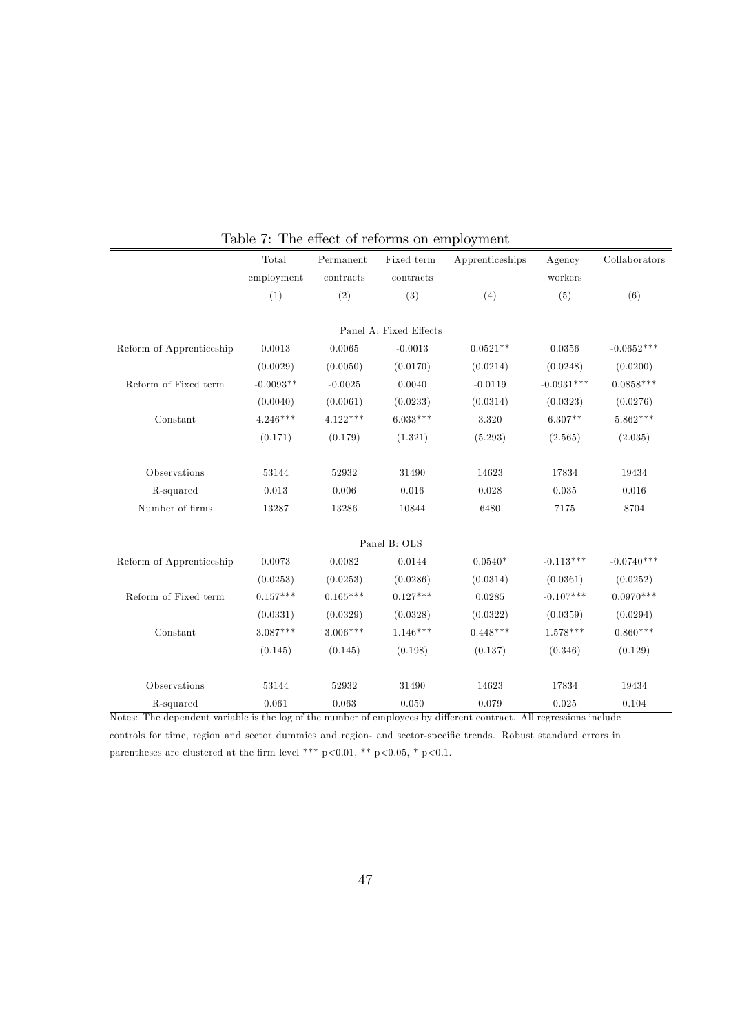Table 7: The effect of reforms on employment

| | Total employment | Permanent contracts | Fixed term contracts | Apprenticeships | Agency workers | Collaborators |
|---|---|---|---|---|---|---|
| | (1) | (2) | (3) | (4) | (5) | (6) |
| | | | Panel A: Fixed Effects | | | |
| Reform of Apprenticeship | 0.0013 | 0.0065 | -0.0013 | 0.0521** | 0.0356 | -0.0652*** |
| | (0.0029) | (0.0050) | (0.0170) | (0.0214) | (0.0248) | (0.0200) |
| Reform of Fixed term | -0.0093** | -0.0025 | 0.0040 | -0.0119 | -0.0931*** | 0.0858*** |
| | (0.0040) | (0.0061) | (0.0233) | (0.0314) | (0.0323) | (0.0276) |
| Constant | 4.246*** | 4.122*** | 6.033*** | 3.320 | 6.307** | 5.862*** |
| | (0.171) | (0.179) | (1.321) | (5.293) | (2.565) | (2.035) |
| Observations | 53144 | 52932 | 31490 | 14623 | 17834 | 19434 |
| R-squared | 0.013 | 0.006 | 0.016 | 0.028 | 0.035 | 0.016 |
| Number of firms | 13287 | 13286 | 10844 | 6480 | 7175 | 8704 |
| | | | Panel B: OLS | | | |
| Reform of Apprenticeship | 0.0073 | 0.0082 | 0.0144 | 0.0540* | -0.113*** | -0.0740*** |
| | (0.0253) | (0.0253) | (0.0286) | (0.0314) | (0.0361) | (0.0252) |
| Reform of Fixed term | 0.157*** | 0.165*** | 0.127*** | 0.0285 | -0.107*** | 0.0970*** |
| | (0.0331) | (0.0329) | (0.0328) | (0.0322) | (0.0359) | (0.0294) |
| Constant | 3.087*** | 3.006*** | 1.146*** | 0.448*** | 1.578*** | 0.860*** |
| | (0.145) | (0.145) | (0.198) | (0.137) | (0.346) | (0.129) |
| Observations | 53144 | 52932 | 31490 | 14623 | 17834 | 19434 |
| R-squared | 0.061 | 0.063 | 0.050 | 0.079 | 0.025 | 0.104 |

Notes: The dependent variable is the log of the number of employees by different contract. All regressions include controls for time, region and sector dummies and region- and sector-specific trends. Robust standard errors in parentheses are clustered at the firm level *** p<0.01, ** p<0.05, * p<0.1.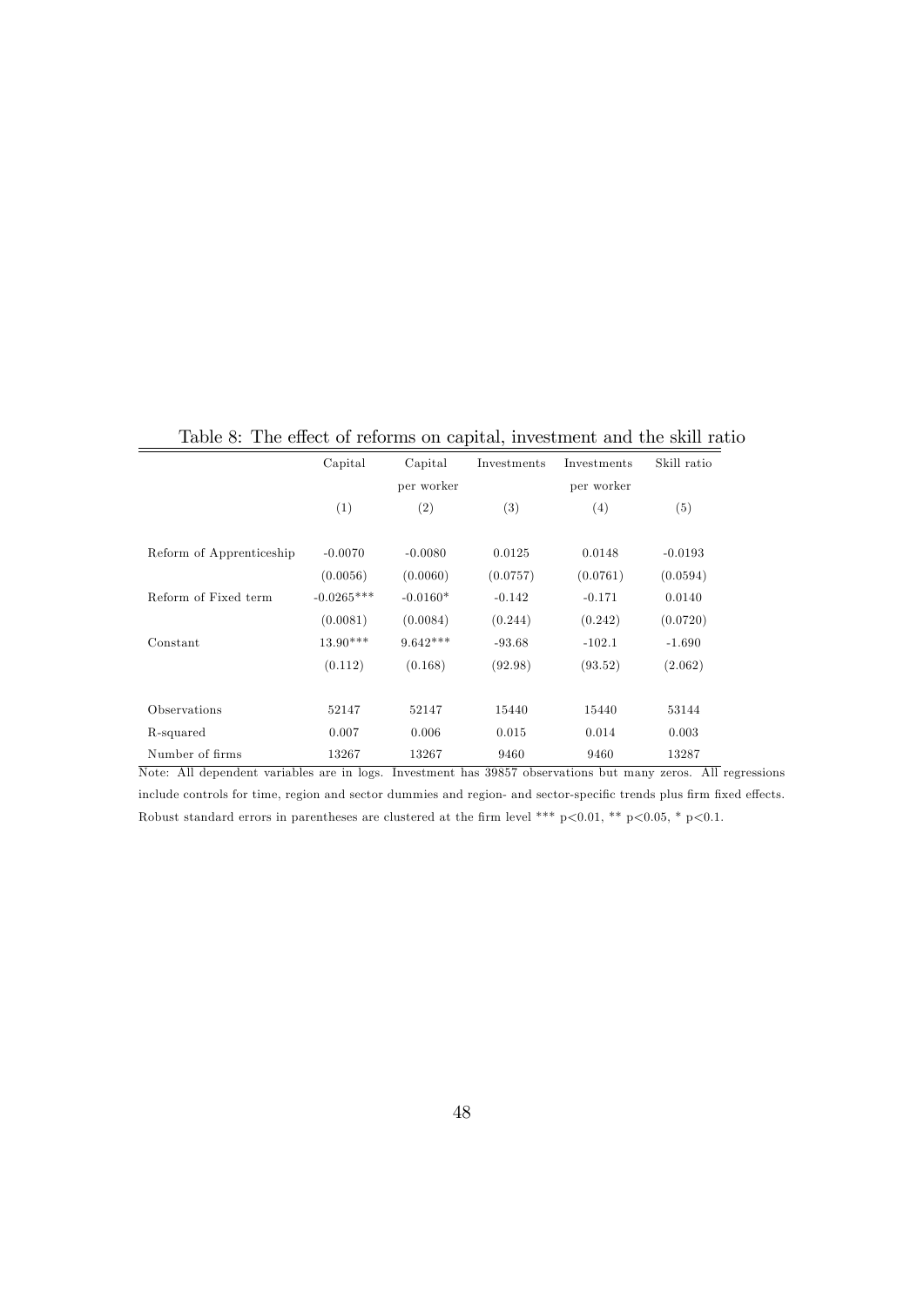Table 8: The effect of reforms on capital, investment and the skill ratio

| | Capital | Capital per worker | Investments | Investments per worker | Skill ratio |
|---|---|---|---|---|---|
| | (1) | (2) | (3) | (4) | (5) |
| Reform of Apprenticeship | -0.0070 | -0.0080 | 0.0125 | 0.0148 | -0.0193 |
| | (0.0056) | (0.0060) | (0.0757) | (0.0761) | (0.0594) |
| Reform of Fixed term | -0.0265*** | -0.0160* | -0.142 | -0.171 | 0.0140 |
| | (0.0081) | (0.0084) | (0.244) | (0.242) | (0.0720) |
| Constant | 13.90*** | 9.642*** | -93.68 | -102.1 | -1.690 |
| | (0.112) | (0.168) | (92.98) | (93.52) | (2.062) |
| Observations | 52147 | 52147 | 15440 | 15440 | 53144 |
| R-squared | 0.007 | 0.006 | 0.015 | 0.014 | 0.003 |
| Number of firms | 13267 | 13267 | 9460 | 9460 | 13287 |

Note: All dependent variables are in logs. Investment has 39857 observations but many zeros. All regressions include controls for time, region and sector dummies and region- and sector-specific trends plus firm fixed effects. Robust standard errors in parentheses are clustered at the firm level *** $p<0.01$, ** $p<0.05$, * $p<0.1$.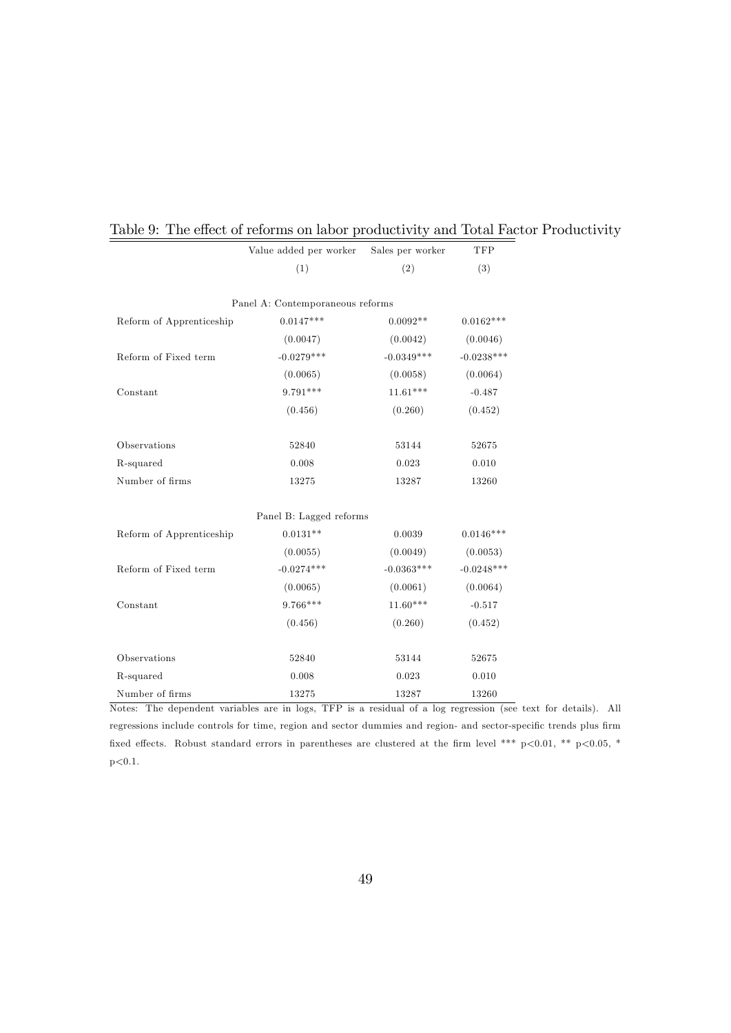Table 9: The effect of reforms on labor productivity and Total Factor Productivity

| | Value added per worker | Sales per worker | TFP |
|---|---|---|---|
| | (1) | (2) | (3) |
| | Panel A: Contemporaneous reforms | | |
| Reform of Apprenticeship | 0.0147*** | 0.0092** | 0.0162*** |
| | (0.0047) | (0.0042) | (0.0046) |
| Reform of Fixed term | -0.0279*** | -0.0349*** | -0.0238*** |
| | (0.0065) | (0.0058) | (0.0064) |
| Constant | 9.791*** | 11.61*** | -0.487 |
| | (0.456) | (0.260) | (0.452) |
| Observations | 52840 | 53144 | 52675 |
| R-squared | 0.008 | 0.023 | 0.010 |
| Number of firms | 13275 | 13287 | 13260 |
| | Panel B: Lagged reforms | | |
| Reform of Apprenticeship | 0.0131** | 0.0039 | 0.0146*** |
| | (0.0055) | (0.0049) | (0.0053) |
| Reform of Fixed term | -0.0274*** | -0.0363*** | -0.0248*** |
| | (0.0065) | (0.0061) | (0.0064) |
| Constant | 9.766*** | 11.60*** | -0.517 |
| | (0.456) | (0.260) | (0.452) |
| Observations | 52840 | 53144 | 52675 |
| R-squared | 0.008 | 0.023 | 0.010 |
| Number of firms | 13275 | 13287 | 13260 |

Notes: The dependent variables are in logs, TFP is a residual of a log regression (see text for details). All regressions include controls for time, region and sector dummies and region- and sector-specific trends plus firm fixed effects. Robust standard errors in parentheses are clustered at the firm level *** p<0.01, ** p<0.05, * p<0.1.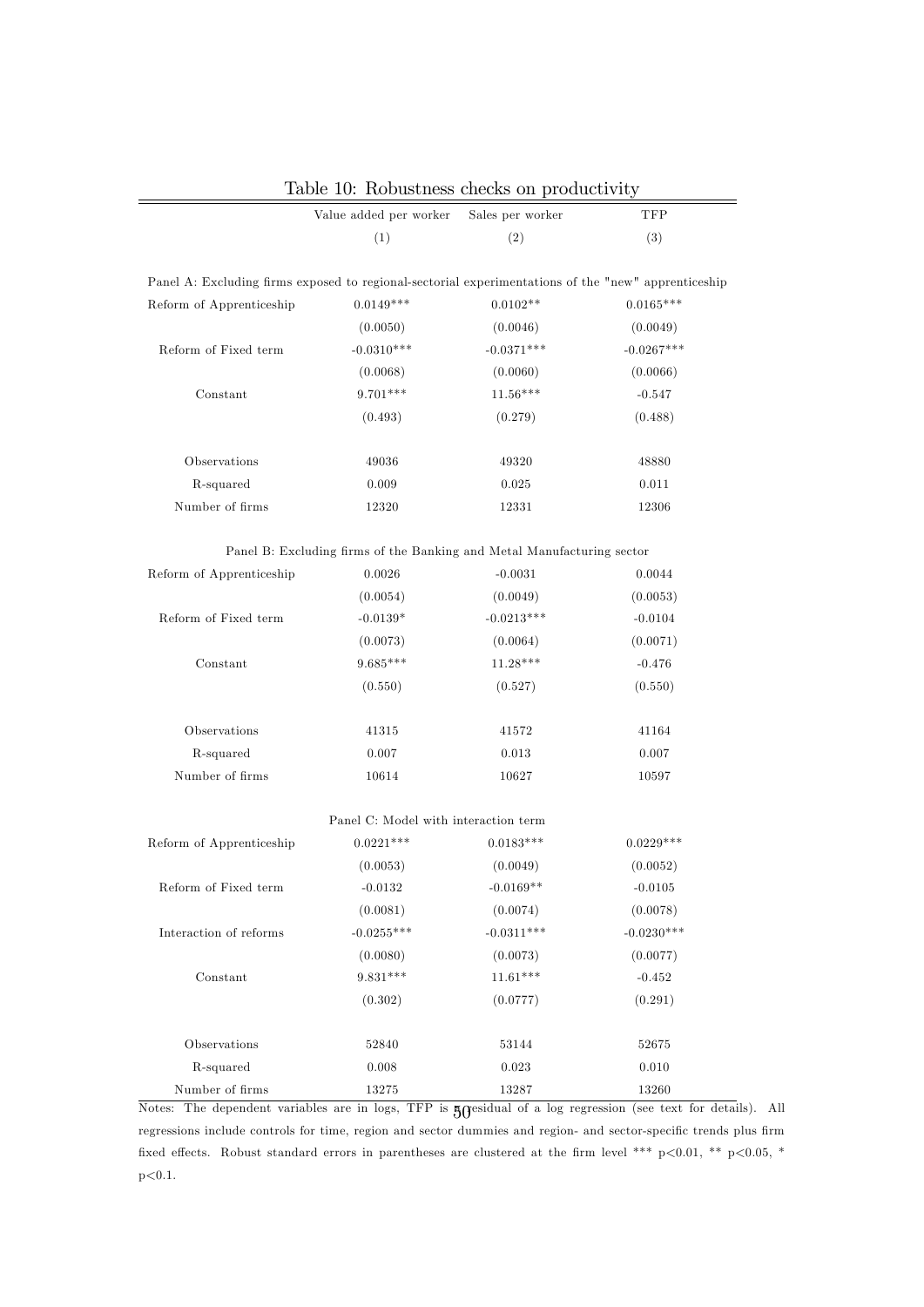Table 10: Robustness checks on productivity

| | Value added per worker | Sales per worker | TFP |
|---|---|---|---|
| | (1) | (2) | (3) |
| Panel A: Excluding firms exposed to regional-sectorial experimentations of the "new" apprenticeship | | | |
| Reform of Apprenticeship | 0.0149*** | 0.0102** | 0.0165*** |
| | (0.0050) | (0.0046) | (0.0049) |
| Reform of Fixed term | -0.0310*** | -0.0371*** | -0.0267*** |
| | (0.0068) | (0.0060) | (0.0066) |
| Constant | 9.701*** | 11.56*** | -0.547 |
| | (0.493) | (0.279) | (0.488) |
| Observations | 49036 | 49320 | 48880 |
| R-squared | 0.009 | 0.025 | 0.011 |
| Number of firms | 12320 | 12331 | 12306 |
| Panel B: Excluding firms of the Banking and Metal Manufacturing sector | | | |
| Reform of Apprenticeship | 0.0026 | -0.0031 | 0.0044 |
| | (0.0054) | (0.0049) | (0.0053) |
| Reform of Fixed term | -0.0139* | -0.0213*** | -0.0104 |
| | (0.0073) | (0.0064) | (0.0071) |
| Constant | 9.685*** | 11.28*** | -0.476 |
| | (0.550) | (0.527) | (0.550) |
| Observations | 41315 | 41572 | 41164 |
| R-squared | 0.007 | 0.013 | 0.007 |
| Number of firms | 10614 | 10627 | 10597 |
| Panel C: Model with interaction term | | | |
| Reform of Apprenticeship | 0.0221*** | 0.0183*** | 0.0229*** |
| | (0.0053) | (0.0049) | (0.0052) |
| Reform of Fixed term | -0.0132 | -0.0169** | -0.0105 |
| | (0.0081) | (0.0074) | (0.0078) |
| Interaction of reforms | -0.0255*** | -0.0311*** | -0.0230*** |
| | (0.0080) | (0.0073) | (0.0077) |
| Constant | 9.831*** | 11.61*** | -0.452 |
| | (0.302) | (0.0777) | (0.291) |
| Observations | 52840 | 53144 | 52675 |
| R-squared | 0.008 | 0.023 | 0.010 |
| Number of firms | 13275 | 13287 | 13260 |

Notes: The dependent variables are in logs, TFP is residual of a log regression (see text for details). All regressions include controls for time, region and sector dummies and region- and sector-specific trends plus firm fixed effects. Robust standard errors in parentheses are clustered at the firm level *** p<0.01, ** p<0.05, * p<0.1.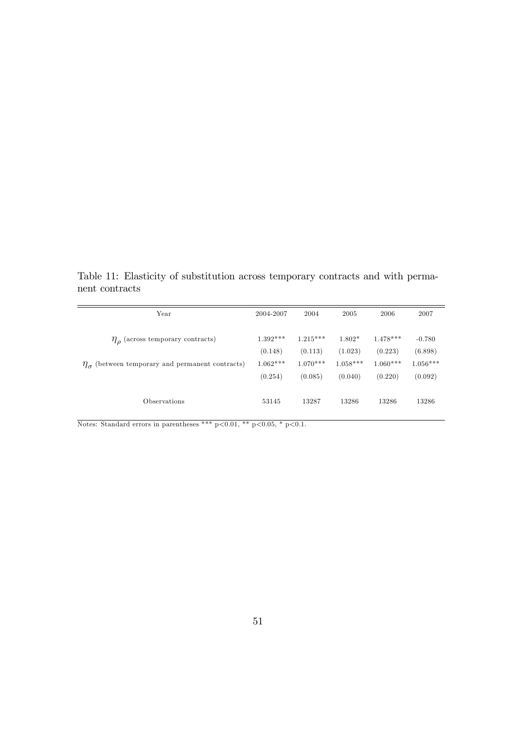Table 11: Elasticity of substitution across temporary contracts and with permanent contracts

| Year | 2004-2007 | 2004 | 2005 | 2006 | 2007 |
|---|---|---|---|---|---|
| $\eta_\rho$ (across temporary contracts) | 1.392*** | 1.215*** | 1.802* | 1.478*** | -0.780 |
| | (0.148) | (0.113) | (1.023) | (0.223) | (6.898) |
| $\eta_\sigma$ (between temporary and permanent contracts) | 1.062*** | 1.070*** | 1.058*** | 1.060*** | 1.056*** |
| | (0.254) | (0.085) | (0.040) | (0.220) | (0.092) |
| Observations | 53145 | 13287 | 13286 | 13286 | 13286 |

Notes: Standard errors in parentheses *** p<0.01, ** p<0.05, * p<0.1.